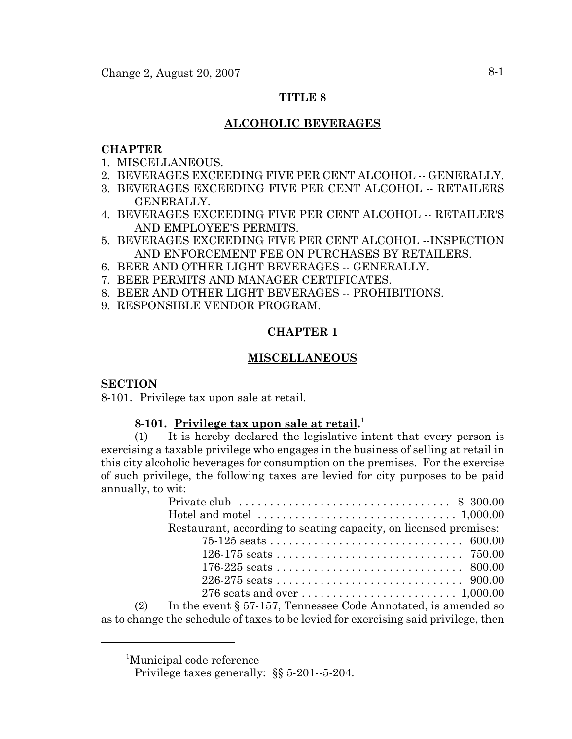# TITLE 8

## ALCOHOLIC BEVERAGES

**CHAPTER**

1. MISCELLANEOUS.
2. BEVERAGES EXCEEDING FIVE PER CENT ALCOHOL -- GENERALLY.
3. BEVERAGES EXCEEDING FIVE PER CENT ALCOHOL -- RETAILERS GENERALLY.
4. BEVERAGES EXCEEDING FIVE PER CENT ALCOHOL -- RETAILER'S AND EMPLOYEE'S PERMITS.
5. BEVERAGES EXCEEDING FIVE PER CENT ALCOHOL --INSPECTION AND ENFORCEMENT FEE ON PURCHASES BY RETAILERS.
6. BEER AND OTHER LIGHT BEVERAGES -- GENERALLY.
7. BEER PERMITS AND MANAGER CERTIFICATES.
8. BEER AND OTHER LIGHT BEVERAGES -- PROHIBITIONS.
9. RESPONSIBLE VENDOR PROGRAM.

## CHAPTER 1

## MISCELLANEOUS

**SECTION**

8-101. Privilege tax upon sale at retail.

**8-101. Privilege tax upon sale at retail.**[1]

(1) It is hereby declared the legislative intent that every person is exercising a taxable privilege who engages in the business of selling at retail in this city alcoholic beverages for consumption on the premises. For the exercise of such privilege, the following taxes are levied for city purposes to be paid annually, to wit:

Private club . . . . . . . . . . . . . . . . . . . . . . . . . . . . . . . . . . $ 300.00
Hotel and motel . . . . . . . . . . . . . . . . . . . . . . . . . . . . . . . . 1,000.00
Restaurant, according to seating capacity, on licensed premises:
75-125 seats . . . . . . . . . . . . . . . . . . . . . . . . . . . . . . . 600.00
126-175 seats . . . . . . . . . . . . . . . . . . . . . . . . . . . . . . 750.00
176-225 seats . . . . . . . . . . . . . . . . . . . . . . . . . . . . . . 800.00
226-275 seats . . . . . . . . . . . . . . . . . . . . . . . . . . . . . . 900.00
276 seats and over . . . . . . . . . . . . . . . . . . . . . . . . . 1,000.00

(2) In the event § 57-157, Tennessee Code Annotated, is amended so as to change the schedule of taxes to be levied for exercising said privilege, then

---

[1]Municipal code reference

Privilege taxes generally: §§ 5-201--5-204.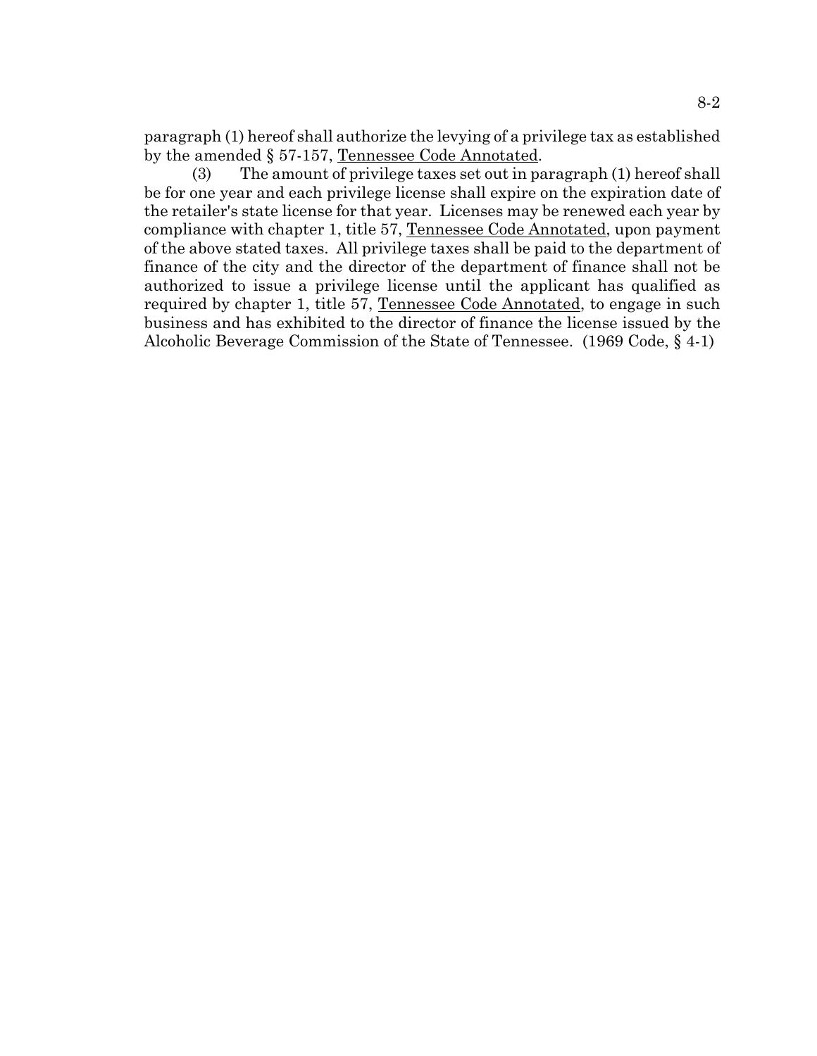paragraph (1) hereof shall authorize the levying of a privilege tax as established by the amended § 57-157, Tennessee Code Annotated.

(3) The amount of privilege taxes set out in paragraph (1) hereof shall be for one year and each privilege license shall expire on the expiration date of the retailer's state license for that year. Licenses may be renewed each year by compliance with chapter 1, title 57, Tennessee Code Annotated, upon payment of the above stated taxes. All privilege taxes shall be paid to the department of finance of the city and the director of the department of finance shall not be authorized to issue a privilege license until the applicant has qualified as required by chapter 1, title 57, Tennessee Code Annotated, to engage in such business and has exhibited to the director of finance the license issued by the Alcoholic Beverage Commission of the State of Tennessee. (1969 Code, § 4-1)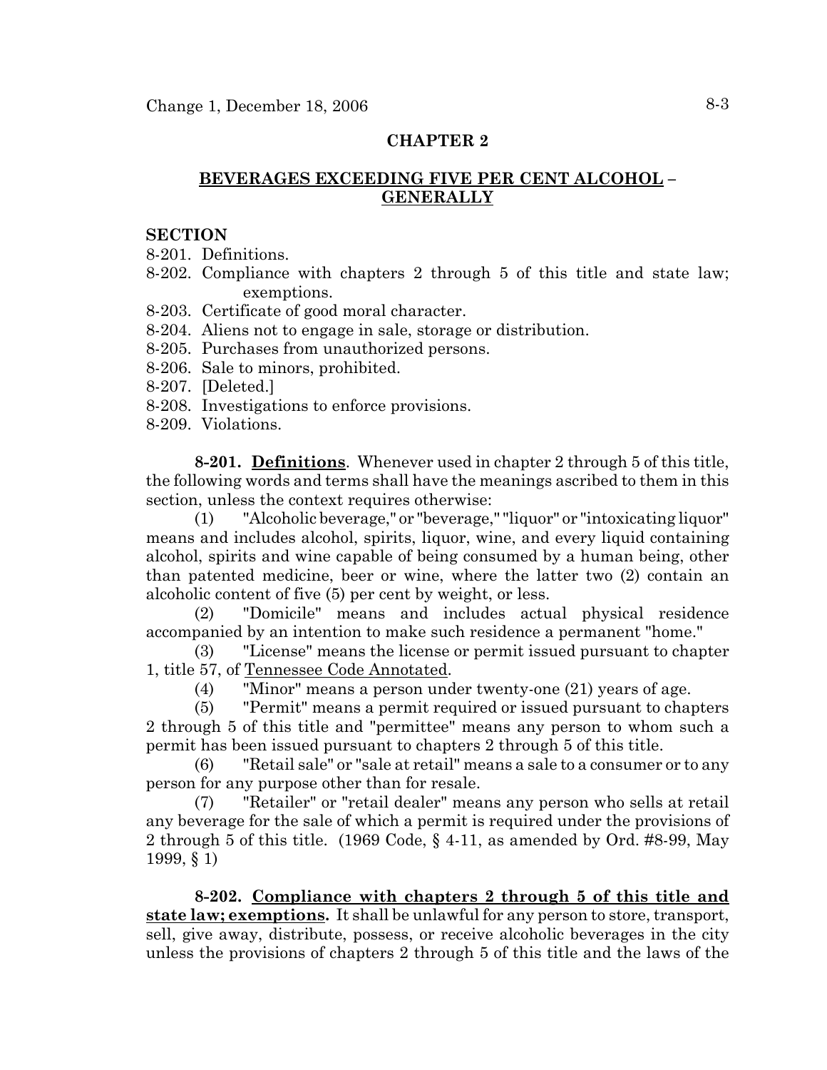## CHAPTER 2

## BEVERAGES EXCEEDING FIVE PER CENT ALCOHOL – GENERALLY

**SECTION**

8-201. Definitions.
8-202. Compliance with chapters 2 through 5 of this title and state law; exemptions.
8-203. Certificate of good moral character.
8-204. Aliens not to engage in sale, storage or distribution.
8-205. Purchases from unauthorized persons.
8-206. Sale to minors, prohibited.
8-207. [Deleted.]
8-208. Investigations to enforce provisions.
8-209. Violations.

**8-201. Definitions**. Whenever used in chapter 2 through 5 of this title, the following words and terms shall have the meanings ascribed to them in this section, unless the context requires otherwise:

(1) "Alcoholic beverage," or "beverage," "liquor" or "intoxicating liquor" means and includes alcohol, spirits, liquor, wine, and every liquid containing alcohol, spirits and wine capable of being consumed by a human being, other than patented medicine, beer or wine, where the latter two (2) contain an alcoholic content of five (5) per cent by weight, or less.

(2) "Domicile" means and includes actual physical residence accompanied by an intention to make such residence a permanent "home."

(3) "License" means the license or permit issued pursuant to chapter 1, title 57, of Tennessee Code Annotated.

(4) "Minor" means a person under twenty-one (21) years of age.

(5) "Permit" means a permit required or issued pursuant to chapters 2 through 5 of this title and "permittee" means any person to whom such a permit has been issued pursuant to chapters 2 through 5 of this title.

(6) "Retail sale" or "sale at retail" means a sale to a consumer or to any person for any purpose other than for resale.

(7) "Retailer" or "retail dealer" means any person who sells at retail any beverage for the sale of which a permit is required under the provisions of 2 through 5 of this title. (1969 Code, § 4-11, as amended by Ord. #8-99, May 1999, § 1)

**8-202. Compliance with chapters 2 through 5 of this title and state law; exemptions.** It shall be unlawful for any person to store, transport, sell, give away, distribute, possess, or receive alcoholic beverages in the city unless the provisions of chapters 2 through 5 of this title and the laws of the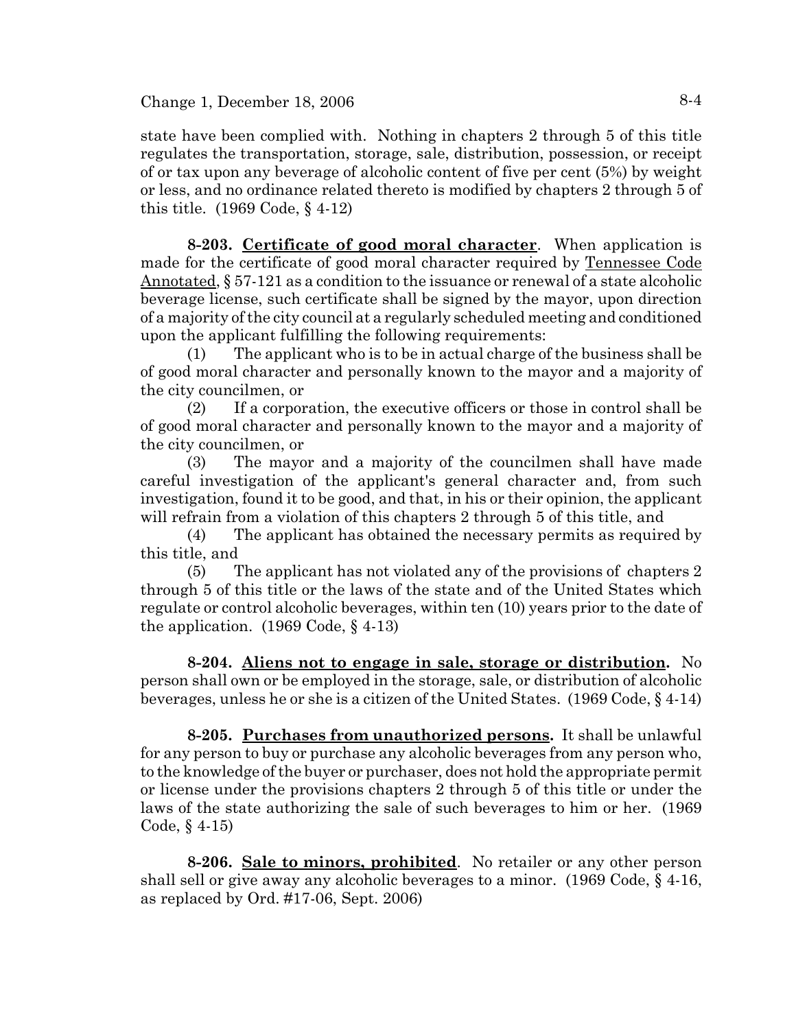state have been complied with. Nothing in chapters 2 through 5 of this title regulates the transportation, storage, sale, distribution, possession, or receipt of or tax upon any beverage of alcoholic content of five per cent (5%) by weight or less, and no ordinance related thereto is modified by chapters 2 through 5 of this title. (1969 Code, § 4-12)

**8-203. <u>Certificate of good moral character</u>**. When application is made for the certificate of good moral character required by <u>Tennessee Code Annotated</u>, § 57-121 as a condition to the issuance or renewal of a state alcoholic beverage license, such certificate shall be signed by the mayor, upon direction of a majority of the city council at a regularly scheduled meeting and conditioned upon the applicant fulfilling the following requirements:

(1) The applicant who is to be in actual charge of the business shall be of good moral character and personally known to the mayor and a majority of the city councilmen, or

(2) If a corporation, the executive officers or those in control shall be of good moral character and personally known to the mayor and a majority of the city councilmen, or

(3) The mayor and a majority of the councilmen shall have made careful investigation of the applicant's general character and, from such investigation, found it to be good, and that, in his or their opinion, the applicant will refrain from a violation of this chapters 2 through 5 of this title, and

(4) The applicant has obtained the necessary permits as required by this title, and

(5) The applicant has not violated any of the provisions of chapters 2 through 5 of this title or the laws of the state and of the United States which regulate or control alcoholic beverages, within ten (10) years prior to the date of the application. (1969 Code, § 4-13)

**8-204. <u>Aliens not to engage in sale, storage or distribution</u>.** No person shall own or be employed in the storage, sale, or distribution of alcoholic beverages, unless he or she is a citizen of the United States. (1969 Code, § 4-14)

**8-205. <u>Purchases from unauthorized persons</u>.** It shall be unlawful for any person to buy or purchase any alcoholic beverages from any person who, to the knowledge of the buyer or purchaser, does not hold the appropriate permit or license under the provisions chapters 2 through 5 of this title or under the laws of the state authorizing the sale of such beverages to him or her. (1969 Code, § 4-15)

**8-206. <u>Sale to minors, prohibited</u>**. No retailer or any other person shall sell or give away any alcoholic beverages to a minor. (1969 Code, § 4-16, as replaced by Ord. #17-06, Sept. 2006)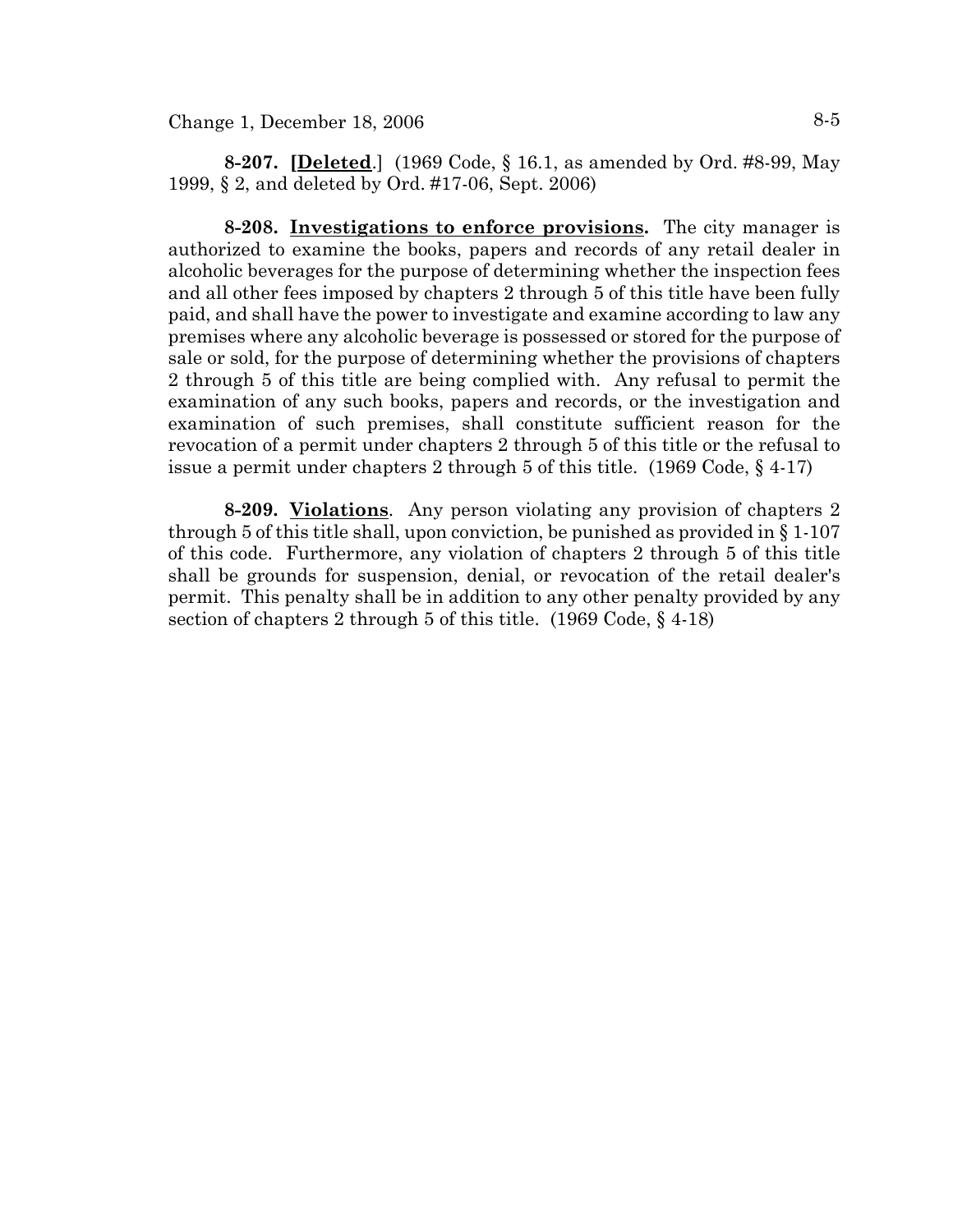**8-207. [Deleted.]** (1969 Code, § 16.1, as amended by Ord. #8-99, May 1999, § 2, and deleted by Ord. #17-06, Sept. 2006)

**8-208. Investigations to enforce provisions.** The city manager is authorized to examine the books, papers and records of any retail dealer in alcoholic beverages for the purpose of determining whether the inspection fees and all other fees imposed by chapters 2 through 5 of this title have been fully paid, and shall have the power to investigate and examine according to law any premises where any alcoholic beverage is possessed or stored for the purpose of sale or sold, for the purpose of determining whether the provisions of chapters 2 through 5 of this title are being complied with. Any refusal to permit the examination of any such books, papers and records, or the investigation and examination of such premises, shall constitute sufficient reason for the revocation of a permit under chapters 2 through 5 of this title or the refusal to issue a permit under chapters 2 through 5 of this title. (1969 Code, § 4-17)

**8-209. Violations.** Any person violating any provision of chapters 2 through 5 of this title shall, upon conviction, be punished as provided in § 1-107 of this code. Furthermore, any violation of chapters 2 through 5 of this title shall be grounds for suspension, denial, or revocation of the retail dealer's permit. This penalty shall be in addition to any other penalty provided by any section of chapters 2 through 5 of this title. (1969 Code, § 4-18)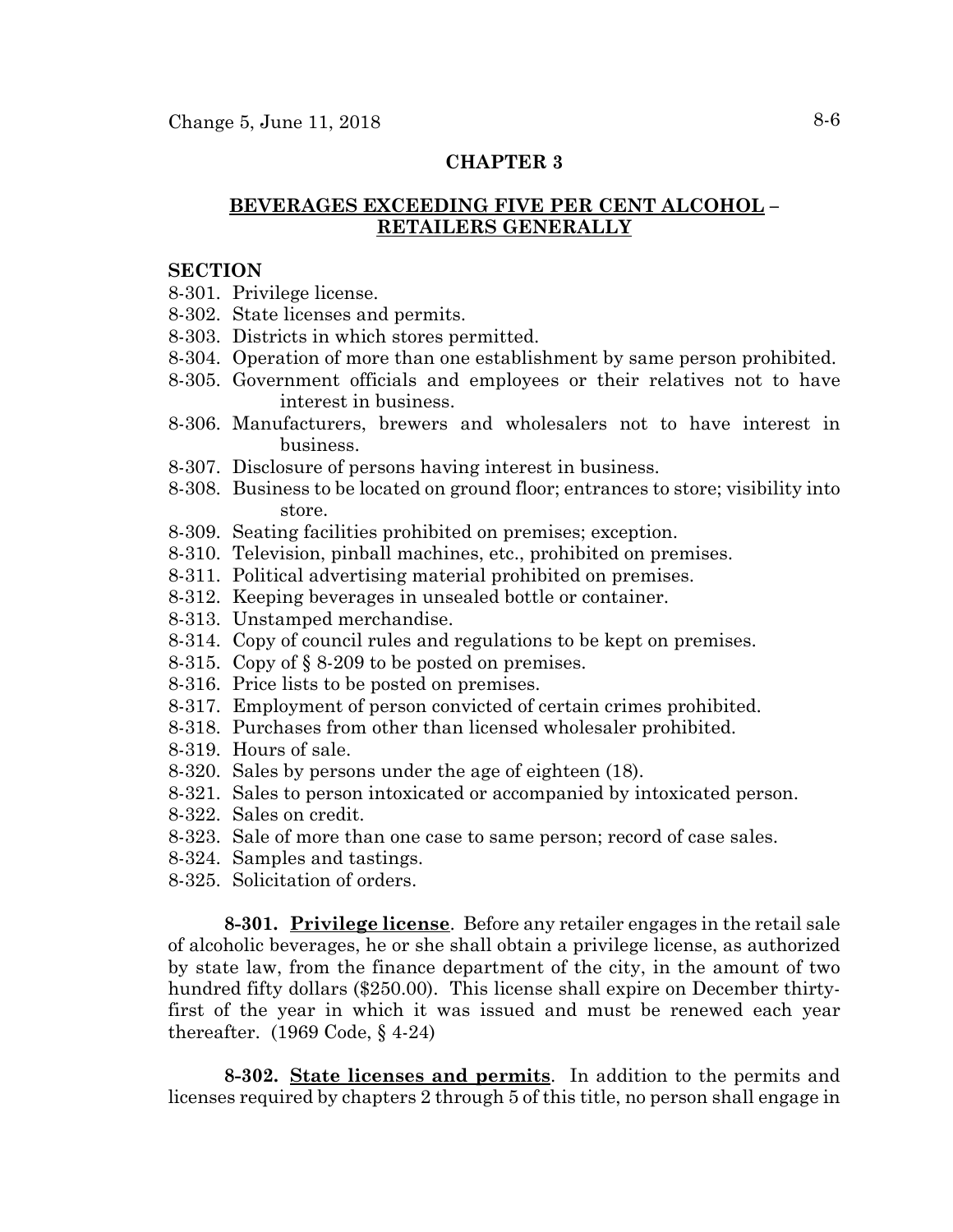## CHAPTER 3

## BEVERAGES EXCEEDING FIVE PER CENT ALCOHOL – RETAILERS GENERALLY

**SECTION**

8-301. Privilege license.
8-302. State licenses and permits.
8-303. Districts in which stores permitted.
8-304. Operation of more than one establishment by same person prohibited.
8-305. Government officials and employees or their relatives not to have interest in business.
8-306. Manufacturers, brewers and wholesalers not to have interest in business.
8-307. Disclosure of persons having interest in business.
8-308. Business to be located on ground floor; entrances to store; visibility into store.
8-309. Seating facilities prohibited on premises; exception.
8-310. Television, pinball machines, etc., prohibited on premises.
8-311. Political advertising material prohibited on premises.
8-312. Keeping beverages in unsealed bottle or container.
8-313. Unstamped merchandise.
8-314. Copy of council rules and regulations to be kept on premises.
8-315. Copy of § 8-209 to be posted on premises.
8-316. Price lists to be posted on premises.
8-317. Employment of person convicted of certain crimes prohibited.
8-318. Purchases from other than licensed wholesaler prohibited.
8-319. Hours of sale.
8-320. Sales by persons under the age of eighteen (18).
8-321. Sales to person intoxicated or accompanied by intoxicated person.
8-322. Sales on credit.
8-323. Sale of more than one case to same person; record of case sales.
8-324. Samples and tastings.
8-325. Solicitation of orders.

**8-301. Privilege license**. Before any retailer engages in the retail sale of alcoholic beverages, he or she shall obtain a privilege license, as authorized by state law, from the finance department of the city, in the amount of two hundred fifty dollars ($250.00). This license shall expire on December thirty-first of the year in which it was issued and must be renewed each year thereafter. (1969 Code, § 4-24)

**8-302. State licenses and permits**. In addition to the permits and licenses required by chapters 2 through 5 of this title, no person shall engage in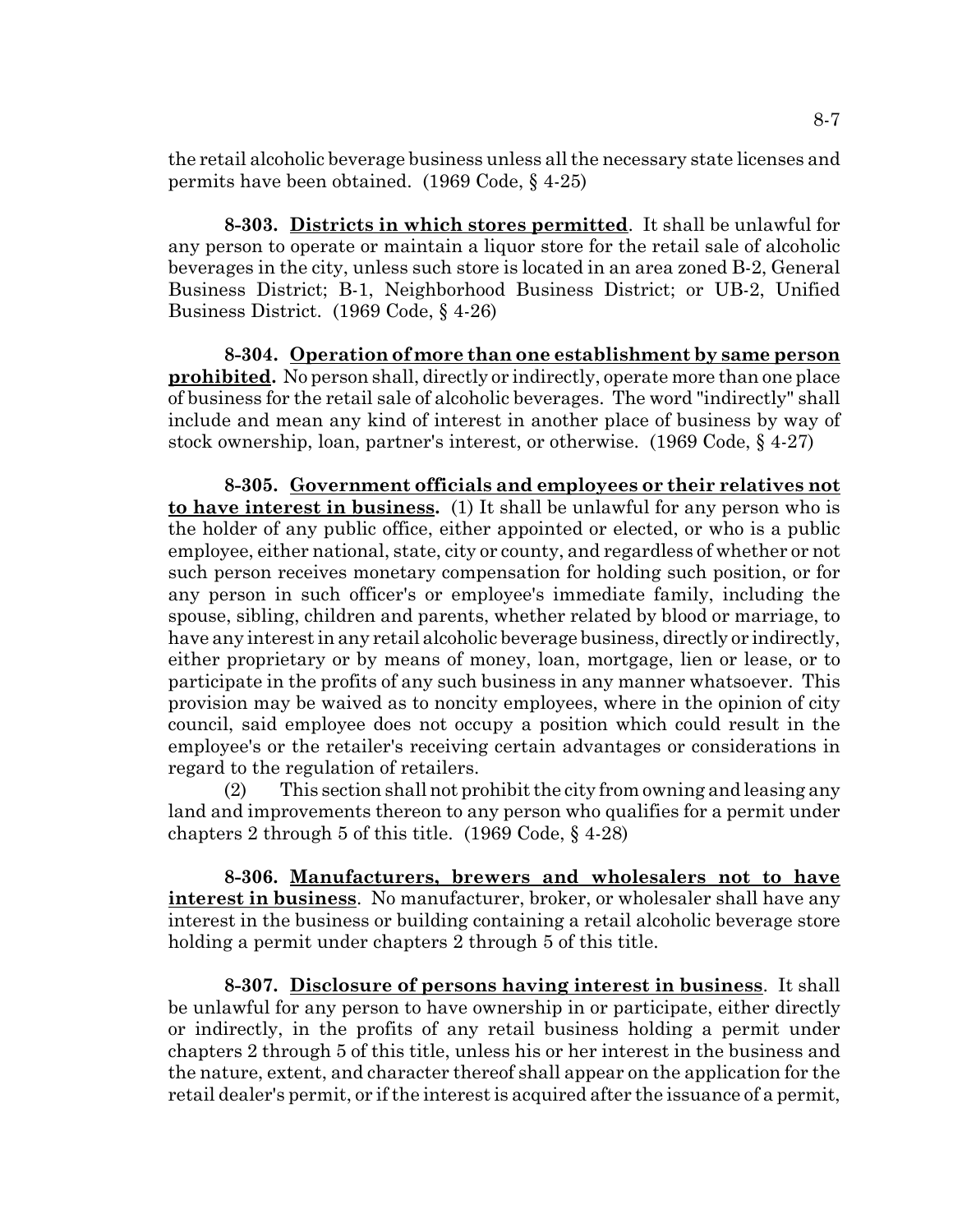the retail alcoholic beverage business unless all the necessary state licenses and permits have been obtained. (1969 Code, § 4-25)

**8-303. Districts in which stores permitted**. It shall be unlawful for any person to operate or maintain a liquor store for the retail sale of alcoholic beverages in the city, unless such store is located in an area zoned B-2, General Business District; B-1, Neighborhood Business District; or UB-2, Unified Business District. (1969 Code, § 4-26)

**8-304. Operation of more than one establishment by same person prohibited.** No person shall, directly or indirectly, operate more than one place of business for the retail sale of alcoholic beverages. The word "indirectly" shall include and mean any kind of interest in another place of business by way of stock ownership, loan, partner's interest, or otherwise. (1969 Code, § 4-27)

**8-305. Government officials and employees or their relatives not to have interest in business.** (1) It shall be unlawful for any person who is the holder of any public office, either appointed or elected, or who is a public employee, either national, state, city or county, and regardless of whether or not such person receives monetary compensation for holding such position, or for any person in such officer's or employee's immediate family, including the spouse, sibling, children and parents, whether related by blood or marriage, to have any interest in any retail alcoholic beverage business, directly or indirectly, either proprietary or by means of money, loan, mortgage, lien or lease, or to participate in the profits of any such business in any manner whatsoever. This provision may be waived as to noncity employees, where in the opinion of city council, said employee does not occupy a position which could result in the employee's or the retailer's receiving certain advantages or considerations in regard to the regulation of retailers.

(2) This section shall not prohibit the city from owning and leasing any land and improvements thereon to any person who qualifies for a permit under chapters 2 through 5 of this title. (1969 Code, § 4-28)

**8-306. Manufacturers, brewers and wholesalers not to have interest in business**. No manufacturer, broker, or wholesaler shall have any interest in the business or building containing a retail alcoholic beverage store holding a permit under chapters 2 through 5 of this title.

**8-307. Disclosure of persons having interest in business**. It shall be unlawful for any person to have ownership in or participate, either directly or indirectly, in the profits of any retail business holding a permit under chapters 2 through 5 of this title, unless his or her interest in the business and the nature, extent, and character thereof shall appear on the application for the retail dealer's permit, or if the interest is acquired after the issuance of a permit,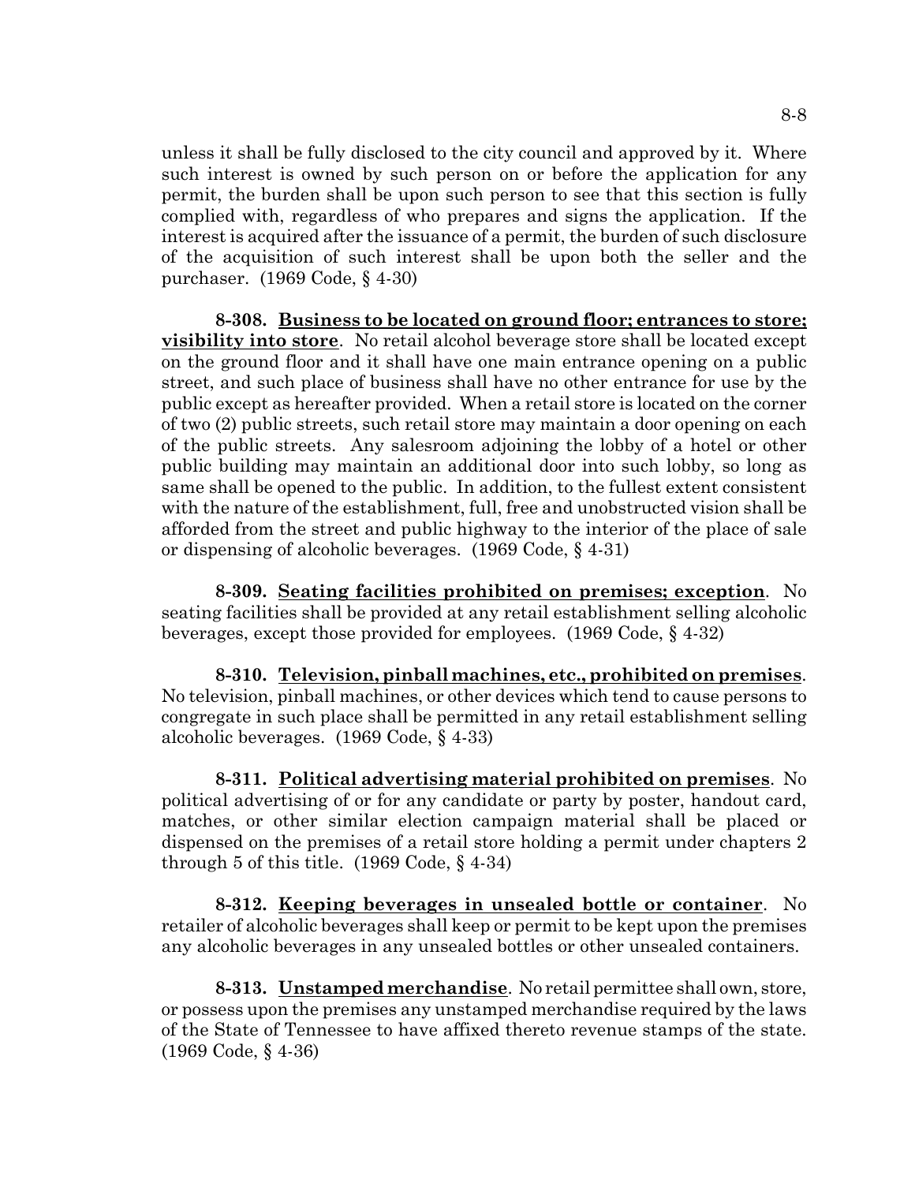unless it shall be fully disclosed to the city council and approved by it. Where such interest is owned by such person on or before the application for any permit, the burden shall be upon such person to see that this section is fully complied with, regardless of who prepares and signs the application. If the interest is acquired after the issuance of a permit, the burden of such disclosure of the acquisition of such interest shall be upon both the seller and the purchaser. (1969 Code, § 4-30)

**8-308. Business to be located on ground floor; entrances to store; visibility into store**. No retail alcohol beverage store shall be located except on the ground floor and it shall have one main entrance opening on a public street, and such place of business shall have no other entrance for use by the public except as hereafter provided. When a retail store is located on the corner of two (2) public streets, such retail store may maintain a door opening on each of the public streets. Any salesroom adjoining the lobby of a hotel or other public building may maintain an additional door into such lobby, so long as same shall be opened to the public. In addition, to the fullest extent consistent with the nature of the establishment, full, free and unobstructed vision shall be afforded from the street and public highway to the interior of the place of sale or dispensing of alcoholic beverages. (1969 Code, § 4-31)

**8-309. Seating facilities prohibited on premises; exception**. No seating facilities shall be provided at any retail establishment selling alcoholic beverages, except those provided for employees. (1969 Code, § 4-32)

**8-310. Television, pinball machines, etc., prohibited on premises**. No television, pinball machines, or other devices which tend to cause persons to congregate in such place shall be permitted in any retail establishment selling alcoholic beverages. (1969 Code, § 4-33)

**8-311. Political advertising material prohibited on premises**. No political advertising of or for any candidate or party by poster, handout card, matches, or other similar election campaign material shall be placed or dispensed on the premises of a retail store holding a permit under chapters 2 through 5 of this title. (1969 Code, § 4-34)

**8-312. Keeping beverages in unsealed bottle or container**. No retailer of alcoholic beverages shall keep or permit to be kept upon the premises any alcoholic beverages in any unsealed bottles or other unsealed containers.

**8-313. Unstamped merchandise**. No retail permittee shall own, store, or possess upon the premises any unstamped merchandise required by the laws of the State of Tennessee to have affixed thereto revenue stamps of the state. (1969 Code, § 4-36)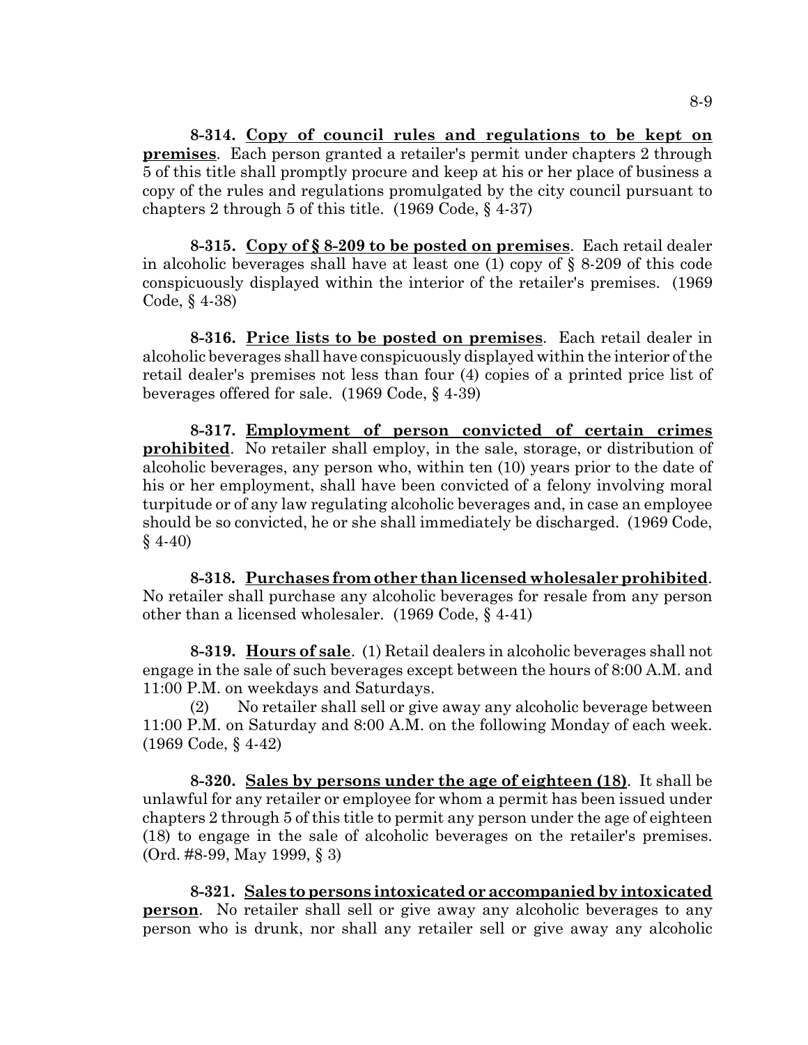**8-314. Copy of council rules and regulations to be kept on premises**. Each person granted a retailer's permit under chapters 2 through 5 of this title shall promptly procure and keep at his or her place of business a copy of the rules and regulations promulgated by the city council pursuant to chapters 2 through 5 of this title. (1969 Code, § 4-37)

**8-315. Copy of § 8-209 to be posted on premises**. Each retail dealer in alcoholic beverages shall have at least one (1) copy of § 8-209 of this code conspicuously displayed within the interior of the retailer's premises. (1969 Code, § 4-38)

**8-316. Price lists to be posted on premises**. Each retail dealer in alcoholic beverages shall have conspicuously displayed within the interior of the retail dealer's premises not less than four (4) copies of a printed price list of beverages offered for sale. (1969 Code, § 4-39)

**8-317. Employment of person convicted of certain crimes prohibited**. No retailer shall employ, in the sale, storage, or distribution of alcoholic beverages, any person who, within ten (10) years prior to the date of his or her employment, shall have been convicted of a felony involving moral turpitude or of any law regulating alcoholic beverages and, in case an employee should be so convicted, he or she shall immediately be discharged. (1969 Code, § 4-40)

**8-318. Purchases from other than licensed wholesaler prohibited**. No retailer shall purchase any alcoholic beverages for resale from any person other than a licensed wholesaler. (1969 Code, § 4-41)

**8-319. Hours of sale**. (1) Retail dealers in alcoholic beverages shall not engage in the sale of such beverages except between the hours of 8:00 A.M. and 11:00 P.M. on weekdays and Saturdays.

(2) No retailer shall sell or give away any alcoholic beverage between 11:00 P.M. on Saturday and 8:00 A.M. on the following Monday of each week. (1969 Code, § 4-42)

**8-320. Sales by persons under the age of eighteen (18)**. It shall be unlawful for any retailer or employee for whom a permit has been issued under chapters 2 through 5 of this title to permit any person under the age of eighteen (18) to engage in the sale of alcoholic beverages on the retailer's premises. (Ord. #8-99, May 1999, § 3)

**8-321. Sales to persons intoxicated or accompanied by intoxicated person**. No retailer shall sell or give away any alcoholic beverages to any person who is drunk, nor shall any retailer sell or give away any alcoholic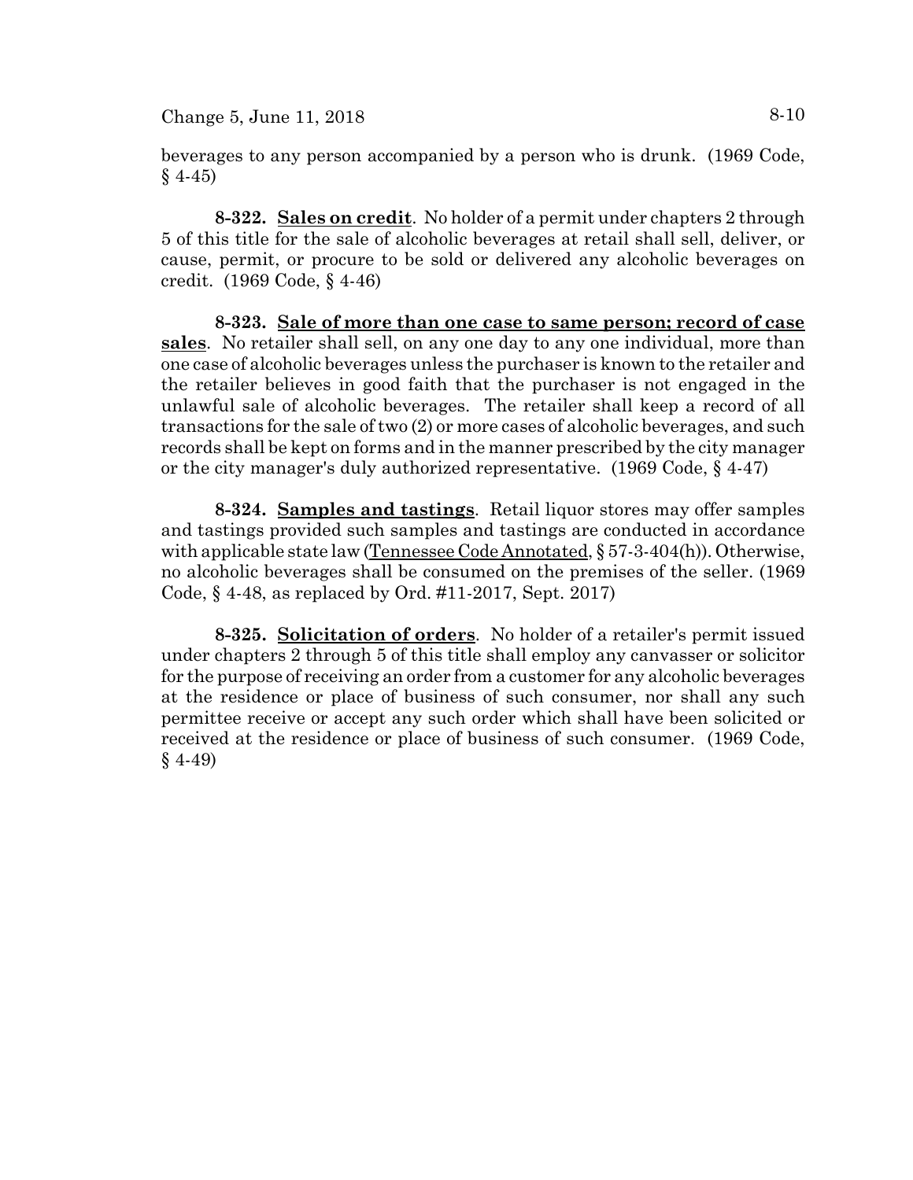beverages to any person accompanied by a person who is drunk. (1969 Code, § 4-45)

**8-322. Sales on credit**. No holder of a permit under chapters 2 through 5 of this title for the sale of alcoholic beverages at retail shall sell, deliver, or cause, permit, or procure to be sold or delivered any alcoholic beverages on credit. (1969 Code, § 4-46)

**8-323. Sale of more than one case to same person; record of case sales**. No retailer shall sell, on any one day to any one individual, more than one case of alcoholic beverages unless the purchaser is known to the retailer and the retailer believes in good faith that the purchaser is not engaged in the unlawful sale of alcoholic beverages. The retailer shall keep a record of all transactions for the sale of two (2) or more cases of alcoholic beverages, and such records shall be kept on forms and in the manner prescribed by the city manager or the city manager's duly authorized representative. (1969 Code, § 4-47)

**8-324. Samples and tastings**. Retail liquor stores may offer samples and tastings provided such samples and tastings are conducted in accordance with applicable state law (Tennessee Code Annotated, § 57-3-404(h)). Otherwise, no alcoholic beverages shall be consumed on the premises of the seller. (1969 Code, § 4-48, as replaced by Ord. #11-2017, Sept. 2017)

**8-325. Solicitation of orders**. No holder of a retailer's permit issued under chapters 2 through 5 of this title shall employ any canvasser or solicitor for the purpose of receiving an order from a customer for any alcoholic beverages at the residence or place of business of such consumer, nor shall any such permittee receive or accept any such order which shall have been solicited or received at the residence or place of business of such consumer. (1969 Code, § 4-49)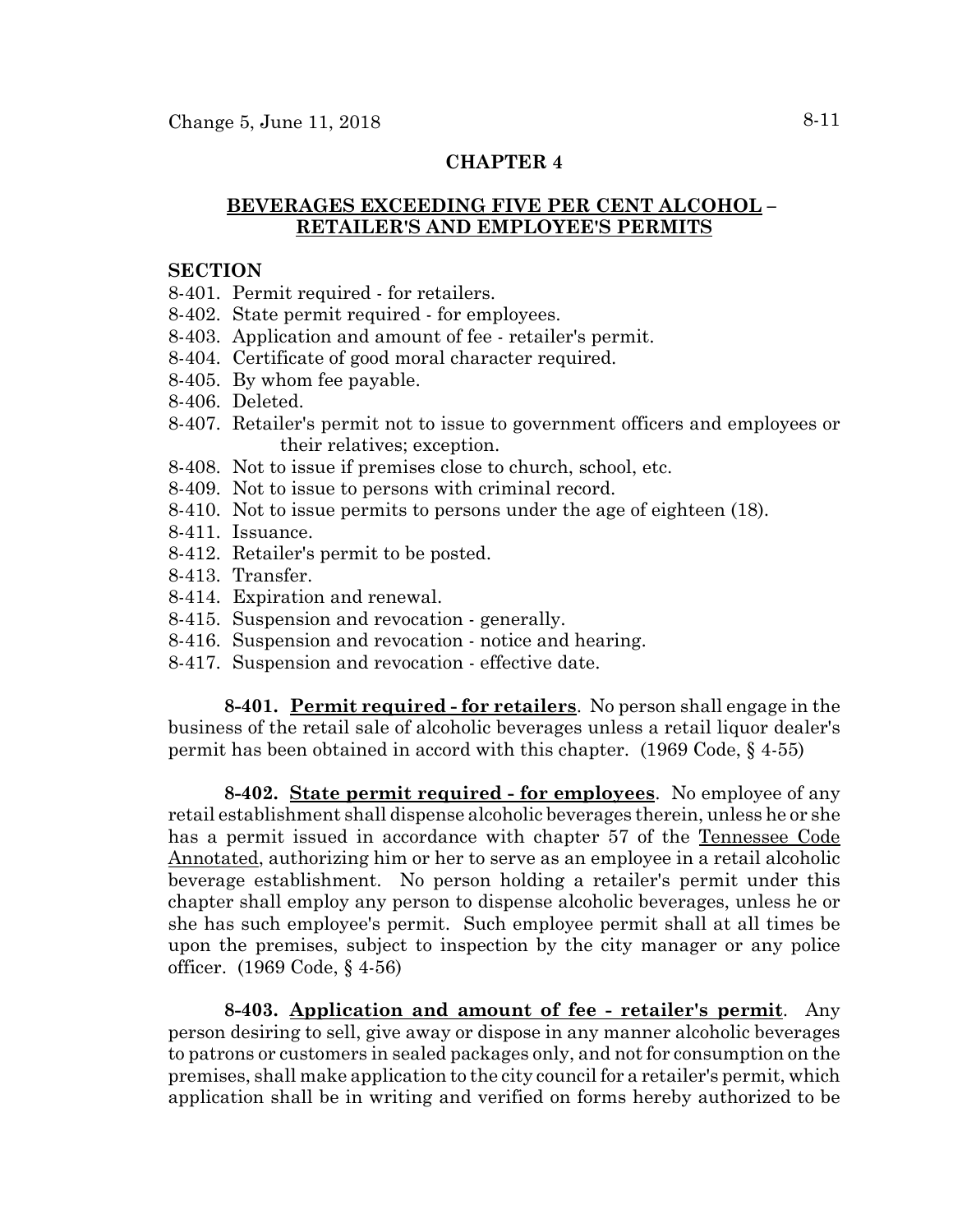## CHAPTER 4

## <u>BEVERAGES EXCEEDING FIVE PER CENT ALCOHOL</u> – <u>RETAILER'S AND EMPLOYEE'S PERMITS</u>

**SECTION**

8-401. Permit required - for retailers.
8-402. State permit required - for employees.
8-403. Application and amount of fee - retailer's permit.
8-404. Certificate of good moral character required.
8-405. By whom fee payable.
8-406. Deleted.
8-407. Retailer's permit not to issue to government officers and employees or their relatives; exception.
8-408. Not to issue if premises close to church, school, etc.
8-409. Not to issue to persons with criminal record.
8-410. Not to issue permits to persons under the age of eighteen (18).
8-411. Issuance.
8-412. Retailer's permit to be posted.
8-413. Transfer.
8-414. Expiration and renewal.
8-415. Suspension and revocation - generally.
8-416. Suspension and revocation - notice and hearing.
8-417. Suspension and revocation - effective date.

**8-401. <u>Permit required - for retailers</u>**. No person shall engage in the business of the retail sale of alcoholic beverages unless a retail liquor dealer's permit has been obtained in accord with this chapter. (1969 Code, § 4-55)

**8-402. <u>State permit required - for employees</u>**. No employee of any retail establishment shall dispense alcoholic beverages therein, unless he or she has a permit issued in accordance with chapter 57 of the <u>Tennessee Code Annotated</u>, authorizing him or her to serve as an employee in a retail alcoholic beverage establishment. No person holding a retailer's permit under this chapter shall employ any person to dispense alcoholic beverages, unless he or she has such employee's permit. Such employee permit shall at all times be upon the premises, subject to inspection by the city manager or any police officer. (1969 Code, § 4-56)

**8-403. <u>Application and amount of fee - retailer's permit</u>**. Any person desiring to sell, give away or dispose in any manner alcoholic beverages to patrons or customers in sealed packages only, and not for consumption on the premises, shall make application to the city council for a retailer's permit, which application shall be in writing and verified on forms hereby authorized to be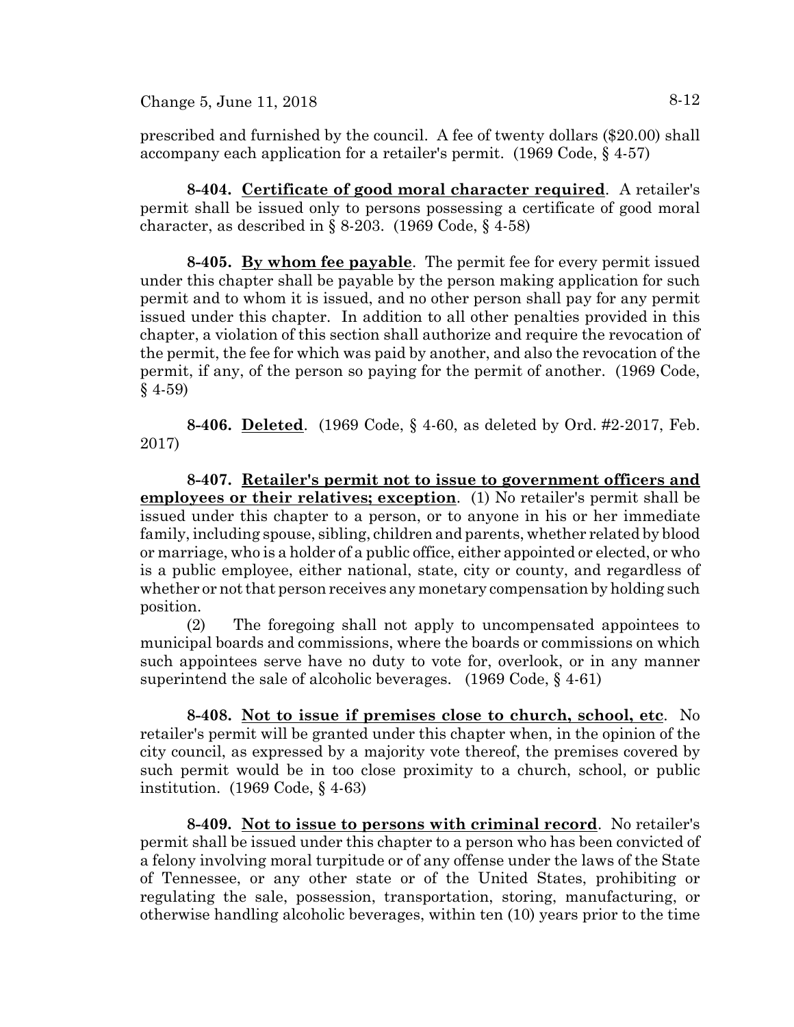prescribed and furnished by the council. A fee of twenty dollars ($20.00) shall accompany each application for a retailer's permit. (1969 Code, § 4-57)

**8-404. Certificate of good moral character required**. A retailer's permit shall be issued only to persons possessing a certificate of good moral character, as described in § 8-203. (1969 Code, § 4-58)

**8-405. By whom fee payable**. The permit fee for every permit issued under this chapter shall be payable by the person making application for such permit and to whom it is issued, and no other person shall pay for any permit issued under this chapter. In addition to all other penalties provided in this chapter, a violation of this section shall authorize and require the revocation of the permit, the fee for which was paid by another, and also the revocation of the permit, if any, of the person so paying for the permit of another. (1969 Code, § 4-59)

**8-406. Deleted**. (1969 Code, § 4-60, as deleted by Ord. #2-2017, Feb. 2017)

**8-407. Retailer's permit not to issue to government officers and employees or their relatives; exception**. (1) No retailer's permit shall be issued under this chapter to a person, or to anyone in his or her immediate family, including spouse, sibling, children and parents, whether related by blood or marriage, who is a holder of a public office, either appointed or elected, or who is a public employee, either national, state, city or county, and regardless of whether or not that person receives any monetary compensation by holding such position.

(2) The foregoing shall not apply to uncompensated appointees to municipal boards and commissions, where the boards or commissions on which such appointees serve have no duty to vote for, overlook, or in any manner superintend the sale of alcoholic beverages. (1969 Code, § 4-61)

**8-408. Not to issue if premises close to church, school, etc**. No retailer's permit will be granted under this chapter when, in the opinion of the city council, as expressed by a majority vote thereof, the premises covered by such permit would be in too close proximity to a church, school, or public institution. (1969 Code, § 4-63)

**8-409. Not to issue to persons with criminal record**. No retailer's permit shall be issued under this chapter to a person who has been convicted of a felony involving moral turpitude or of any offense under the laws of the State of Tennessee, or any other state or of the United States, prohibiting or regulating the sale, possession, transportation, storing, manufacturing, or otherwise handling alcoholic beverages, within ten (10) years prior to the time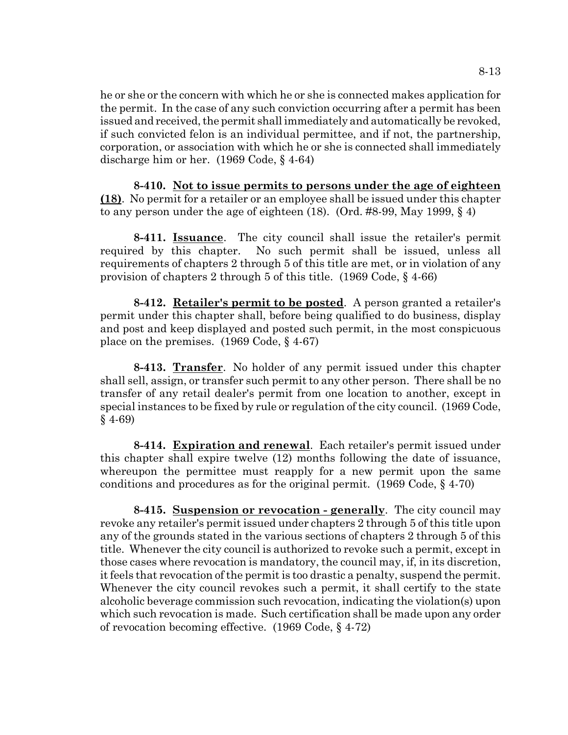he or she or the concern with which he or she is connected makes application for the permit. In the case of any such conviction occurring after a permit has been issued and received, the permit shall immediately and automatically be revoked, if such convicted felon is an individual permittee, and if not, the partnership, corporation, or association with which he or she is connected shall immediately discharge him or her. (1969 Code, § 4-64)

**8-410. Not to issue permits to persons under the age of eighteen (18)**. No permit for a retailer or an employee shall be issued under this chapter to any person under the age of eighteen (18). (Ord. #8-99, May 1999, § 4)

**8-411. Issuance**. The city council shall issue the retailer's permit required by this chapter. No such permit shall be issued, unless all requirements of chapters 2 through 5 of this title are met, or in violation of any provision of chapters 2 through 5 of this title. (1969 Code, § 4-66)

**8-412. Retailer's permit to be posted**. A person granted a retailer's permit under this chapter shall, before being qualified to do business, display and post and keep displayed and posted such permit, in the most conspicuous place on the premises. (1969 Code, § 4-67)

**8-413. Transfer**. No holder of any permit issued under this chapter shall sell, assign, or transfer such permit to any other person. There shall be no transfer of any retail dealer's permit from one location to another, except in special instances to be fixed by rule or regulation of the city council. (1969 Code, § 4-69)

**8-414. Expiration and renewal**. Each retailer's permit issued under this chapter shall expire twelve (12) months following the date of issuance, whereupon the permittee must reapply for a new permit upon the same conditions and procedures as for the original permit. (1969 Code, § 4-70)

**8-415. Suspension or revocation - generally**. The city council may revoke any retailer's permit issued under chapters 2 through 5 of this title upon any of the grounds stated in the various sections of chapters 2 through 5 of this title. Whenever the city council is authorized to revoke such a permit, except in those cases where revocation is mandatory, the council may, if, in its discretion, it feels that revocation of the permit is too drastic a penalty, suspend the permit. Whenever the city council revokes such a permit, it shall certify to the state alcoholic beverage commission such revocation, indicating the violation(s) upon which such revocation is made. Such certification shall be made upon any order of revocation becoming effective. (1969 Code, § 4-72)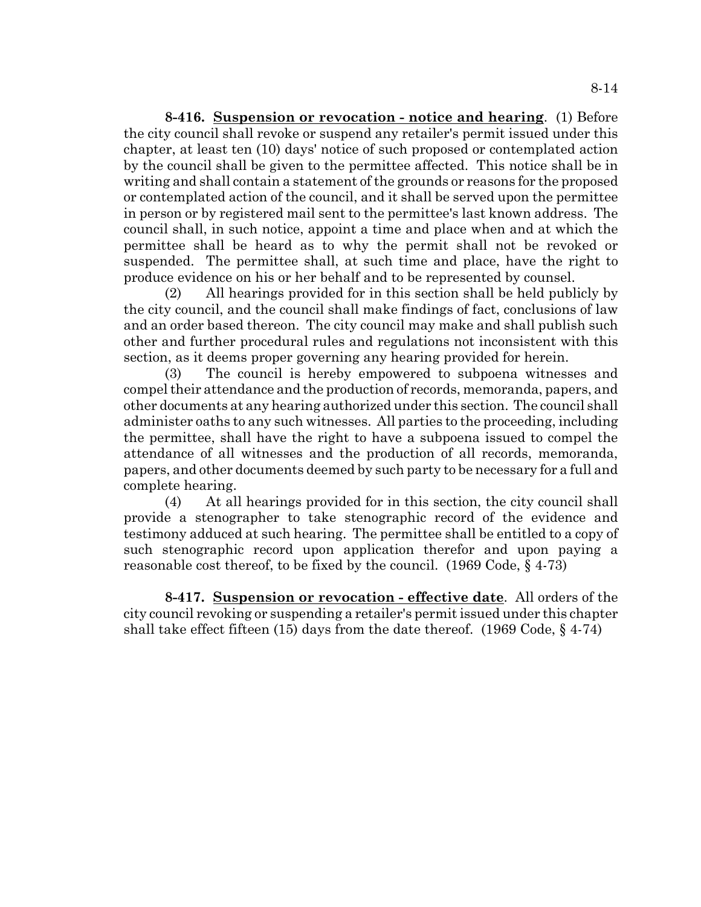**8-416. Suspension or revocation - notice and hearing**. (1) Before the city council shall revoke or suspend any retailer's permit issued under this chapter, at least ten (10) days' notice of such proposed or contemplated action by the council shall be given to the permittee affected. This notice shall be in writing and shall contain a statement of the grounds or reasons for the proposed or contemplated action of the council, and it shall be served upon the permittee in person or by registered mail sent to the permittee's last known address. The council shall, in such notice, appoint a time and place when and at which the permittee shall be heard as to why the permit shall not be revoked or suspended. The permittee shall, at such time and place, have the right to produce evidence on his or her behalf and to be represented by counsel.

(2) All hearings provided for in this section shall be held publicly by the city council, and the council shall make findings of fact, conclusions of law and an order based thereon. The city council may make and shall publish such other and further procedural rules and regulations not inconsistent with this section, as it deems proper governing any hearing provided for herein.

(3) The council is hereby empowered to subpoena witnesses and compel their attendance and the production of records, memoranda, papers, and other documents at any hearing authorized under this section. The council shall administer oaths to any such witnesses. All parties to the proceeding, including the permittee, shall have the right to have a subpoena issued to compel the attendance of all witnesses and the production of all records, memoranda, papers, and other documents deemed by such party to be necessary for a full and complete hearing.

(4) At all hearings provided for in this section, the city council shall provide a stenographer to take stenographic record of the evidence and testimony adduced at such hearing. The permittee shall be entitled to a copy of such stenographic record upon application therefor and upon paying a reasonable cost thereof, to be fixed by the council. (1969 Code, § 4-73)

**8-417. Suspension or revocation - effective date**. All orders of the city council revoking or suspending a retailer's permit issued under this chapter shall take effect fifteen (15) days from the date thereof. (1969 Code, § 4-74)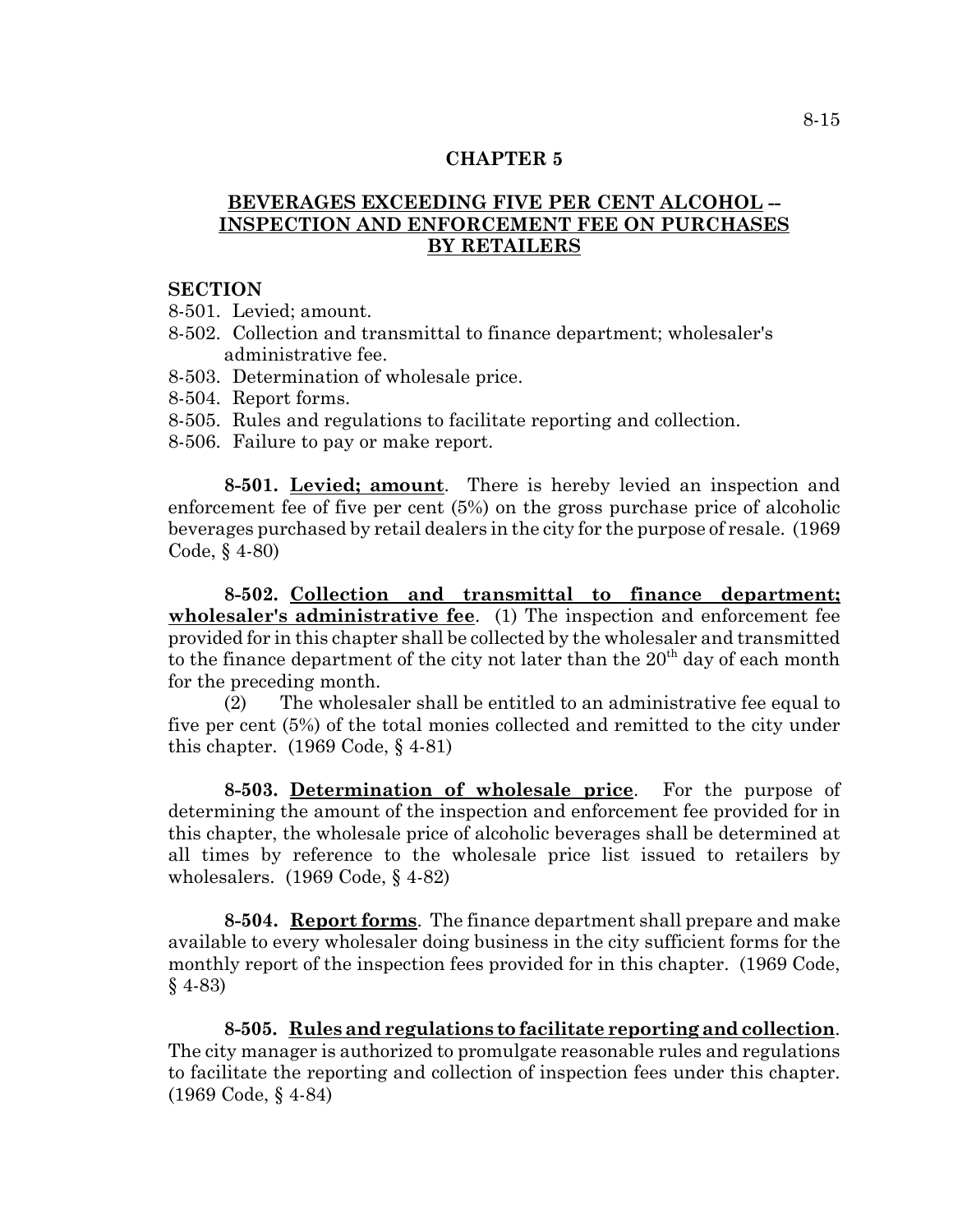# CHAPTER 5

## BEVERAGES EXCEEDING FIVE PER CENT ALCOHOL -- INSPECTION AND ENFORCEMENT FEE ON PURCHASES BY RETAILERS

**SECTION**

8-501. Levied; amount.
8-502. Collection and transmittal to finance department; wholesaler's administrative fee.
8-503. Determination of wholesale price.
8-504. Report forms.
8-505. Rules and regulations to facilitate reporting and collection.
8-506. Failure to pay or make report.

**8-501. Levied; amount**. There is hereby levied an inspection and enforcement fee of five per cent (5%) on the gross purchase price of alcoholic beverages purchased by retail dealers in the city for the purpose of resale. (1969 Code, § 4-80)

**8-502. Collection and transmittal to finance department; wholesaler's administrative fee**. (1) The inspection and enforcement fee provided for in this chapter shall be collected by the wholesaler and transmitted to the finance department of the city not later than the 20th day of each month for the preceding month.

(2) The wholesaler shall be entitled to an administrative fee equal to five per cent (5%) of the total monies collected and remitted to the city under this chapter. (1969 Code, § 4-81)

**8-503. Determination of wholesale price**. For the purpose of determining the amount of the inspection and enforcement fee provided for in this chapter, the wholesale price of alcoholic beverages shall be determined at all times by reference to the wholesale price list issued to retailers by wholesalers. (1969 Code, § 4-82)

**8-504. Report forms**. The finance department shall prepare and make available to every wholesaler doing business in the city sufficient forms for the monthly report of the inspection fees provided for in this chapter. (1969 Code, § 4-83)

**8-505. Rules and regulations to facilitate reporting and collection**. The city manager is authorized to promulgate reasonable rules and regulations to facilitate the reporting and collection of inspection fees under this chapter. (1969 Code, § 4-84)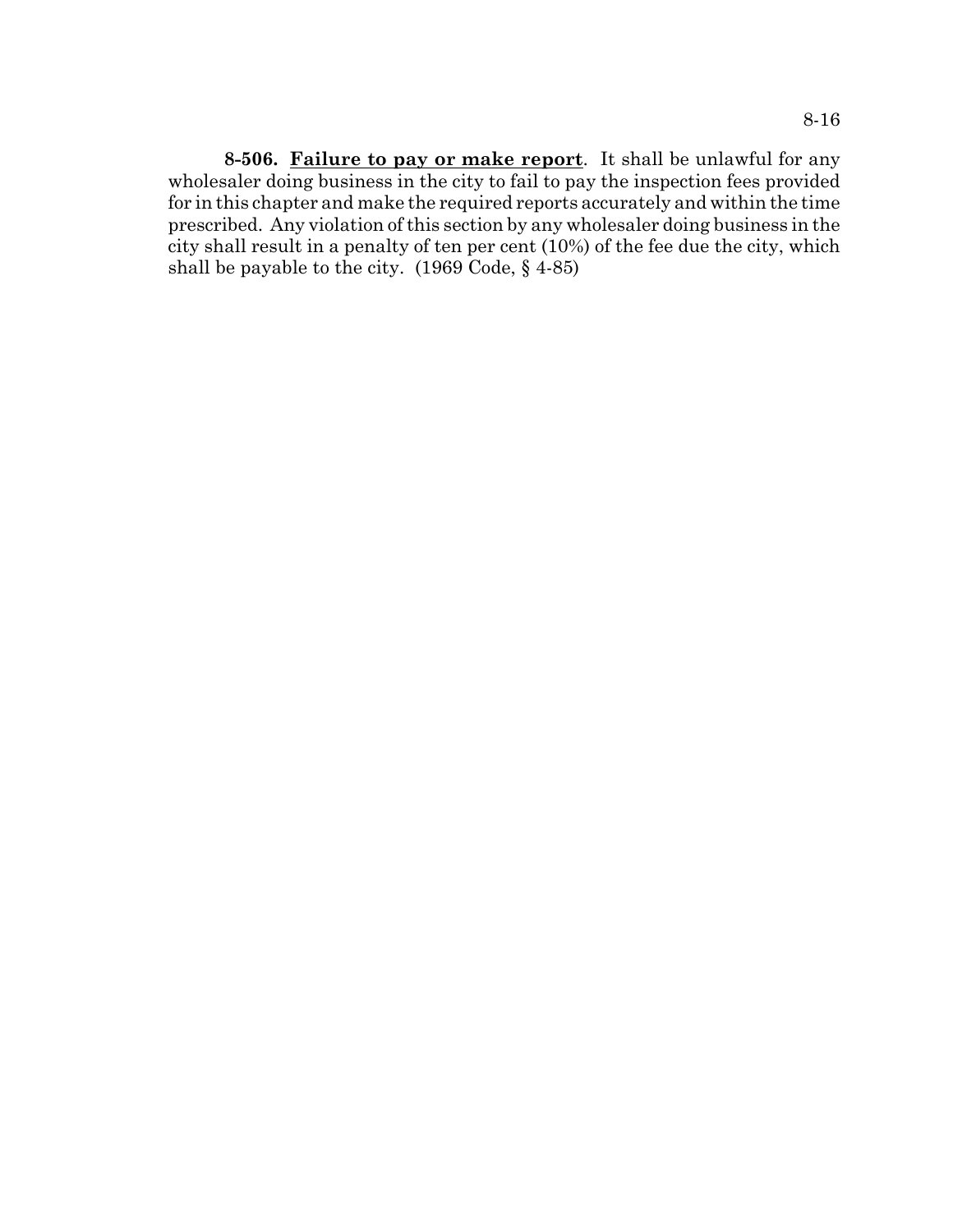**8-506. Failure to pay or make report**. It shall be unlawful for any wholesaler doing business in the city to fail to pay the inspection fees provided for in this chapter and make the required reports accurately and within the time prescribed. Any violation of this section by any wholesaler doing business in the city shall result in a penalty of ten per cent (10%) of the fee due the city, which shall be payable to the city. (1969 Code, § 4-85)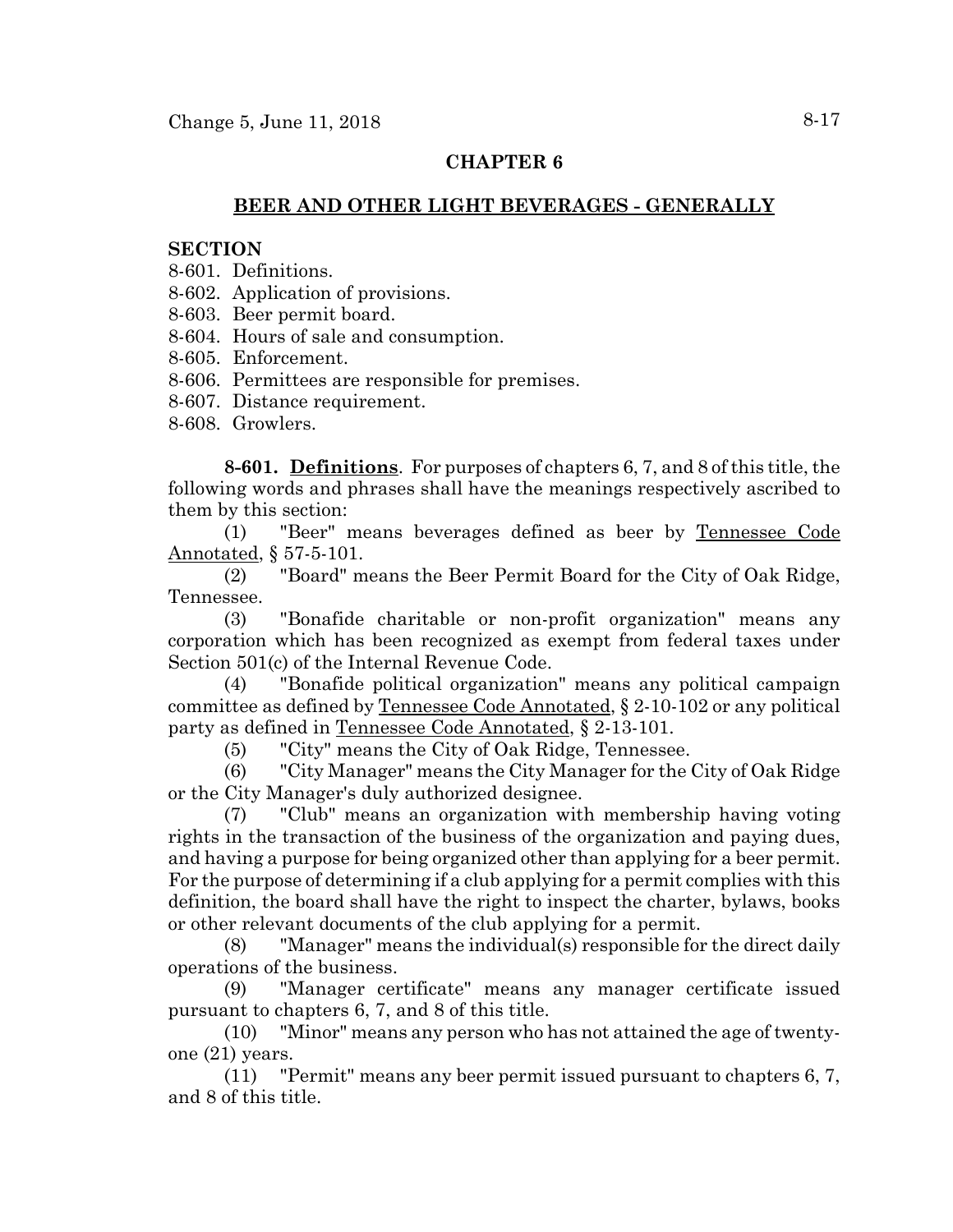## CHAPTER 6

## BEER AND OTHER LIGHT BEVERAGES - GENERALLY

**SECTION**

8-601. Definitions.
8-602. Application of provisions.
8-603. Beer permit board.
8-604. Hours of sale and consumption.
8-605. Enforcement.
8-606. Permittees are responsible for premises.
8-607. Distance requirement.
8-608. Growlers.

**8-601. Definitions**. For purposes of chapters 6, 7, and 8 of this title, the following words and phrases shall have the meanings respectively ascribed to them by this section:

(1) "Beer" means beverages defined as beer by Tennessee Code Annotated, § 57-5-101.

(2) "Board" means the Beer Permit Board for the City of Oak Ridge, Tennessee.

(3) "Bonafide charitable or non-profit organization" means any corporation which has been recognized as exempt from federal taxes under Section 501(c) of the Internal Revenue Code.

(4) "Bonafide political organization" means any political campaign committee as defined by Tennessee Code Annotated, § 2-10-102 or any political party as defined in Tennessee Code Annotated, § 2-13-101.

(5) "City" means the City of Oak Ridge, Tennessee.

(6) "City Manager" means the City Manager for the City of Oak Ridge or the City Manager's duly authorized designee.

(7) "Club" means an organization with membership having voting rights in the transaction of the business of the organization and paying dues, and having a purpose for being organized other than applying for a beer permit. For the purpose of determining if a club applying for a permit complies with this definition, the board shall have the right to inspect the charter, bylaws, books or other relevant documents of the club applying for a permit.

(8) "Manager" means the individual(s) responsible for the direct daily operations of the business.

(9) "Manager certificate" means any manager certificate issued pursuant to chapters 6, 7, and 8 of this title.

(10) "Minor" means any person who has not attained the age of twenty-one (21) years.

(11) "Permit" means any beer permit issued pursuant to chapters 6, 7, and 8 of this title.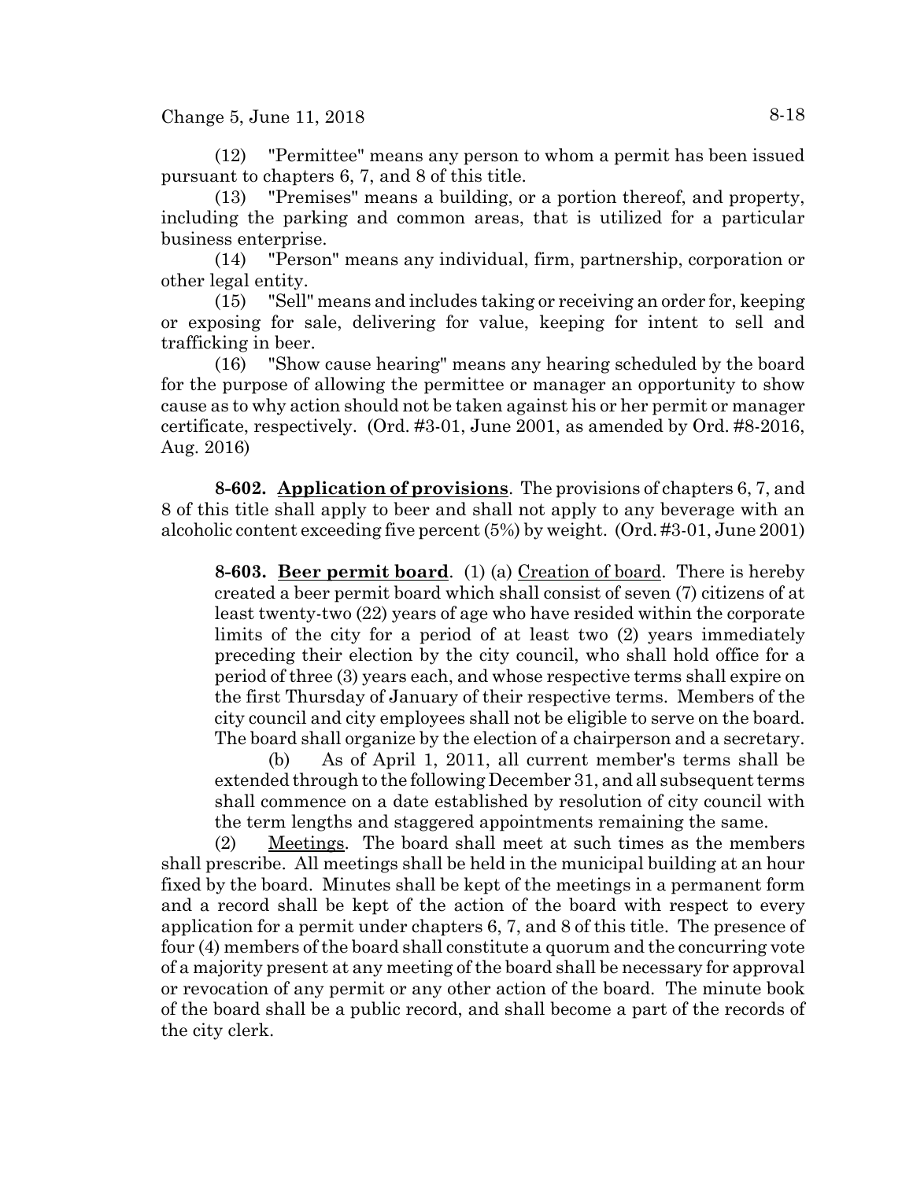(12) "Permittee" means any person to whom a permit has been issued pursuant to chapters 6, 7, and 8 of this title.

(13) "Premises" means a building, or a portion thereof, and property, including the parking and common areas, that is utilized for a particular business enterprise.

(14) "Person" means any individual, firm, partnership, corporation or other legal entity.

(15) "Sell" means and includes taking or receiving an order for, keeping or exposing for sale, delivering for value, keeping for intent to sell and trafficking in beer.

(16) "Show cause hearing" means any hearing scheduled by the board for the purpose of allowing the permittee or manager an opportunity to show cause as to why action should not be taken against his or her permit or manager certificate, respectively. (Ord. #3-01, June 2001, as amended by Ord. #8-2016, Aug. 2016)

**8-602. Application of provisions**. The provisions of chapters 6, 7, and 8 of this title shall apply to beer and shall not apply to any beverage with an alcoholic content exceeding five percent (5%) by weight. (Ord. #3-01, June 2001)

**8-603. Beer permit board**. (1) (a) Creation of board. There is hereby created a beer permit board which shall consist of seven (7) citizens of at least twenty-two (22) years of age who have resided within the corporate limits of the city for a period of at least two (2) years immediately preceding their election by the city council, who shall hold office for a period of three (3) years each, and whose respective terms shall expire on the first Thursday of January of their respective terms. Members of the city council and city employees shall not be eligible to serve on the board. The board shall organize by the election of a chairperson and a secretary.

(b) As of April 1, 2011, all current member's terms shall be extended through to the following December 31, and all subsequent terms shall commence on a date established by resolution of city council with the term lengths and staggered appointments remaining the same.

(2) Meetings. The board shall meet at such times as the members shall prescribe. All meetings shall be held in the municipal building at an hour fixed by the board. Minutes shall be kept of the meetings in a permanent form and a record shall be kept of the action of the board with respect to every application for a permit under chapters 6, 7, and 8 of this title. The presence of four (4) members of the board shall constitute a quorum and the concurring vote of a majority present at any meeting of the board shall be necessary for approval or revocation of any permit or any other action of the board. The minute book of the board shall be a public record, and shall become a part of the records of the city clerk.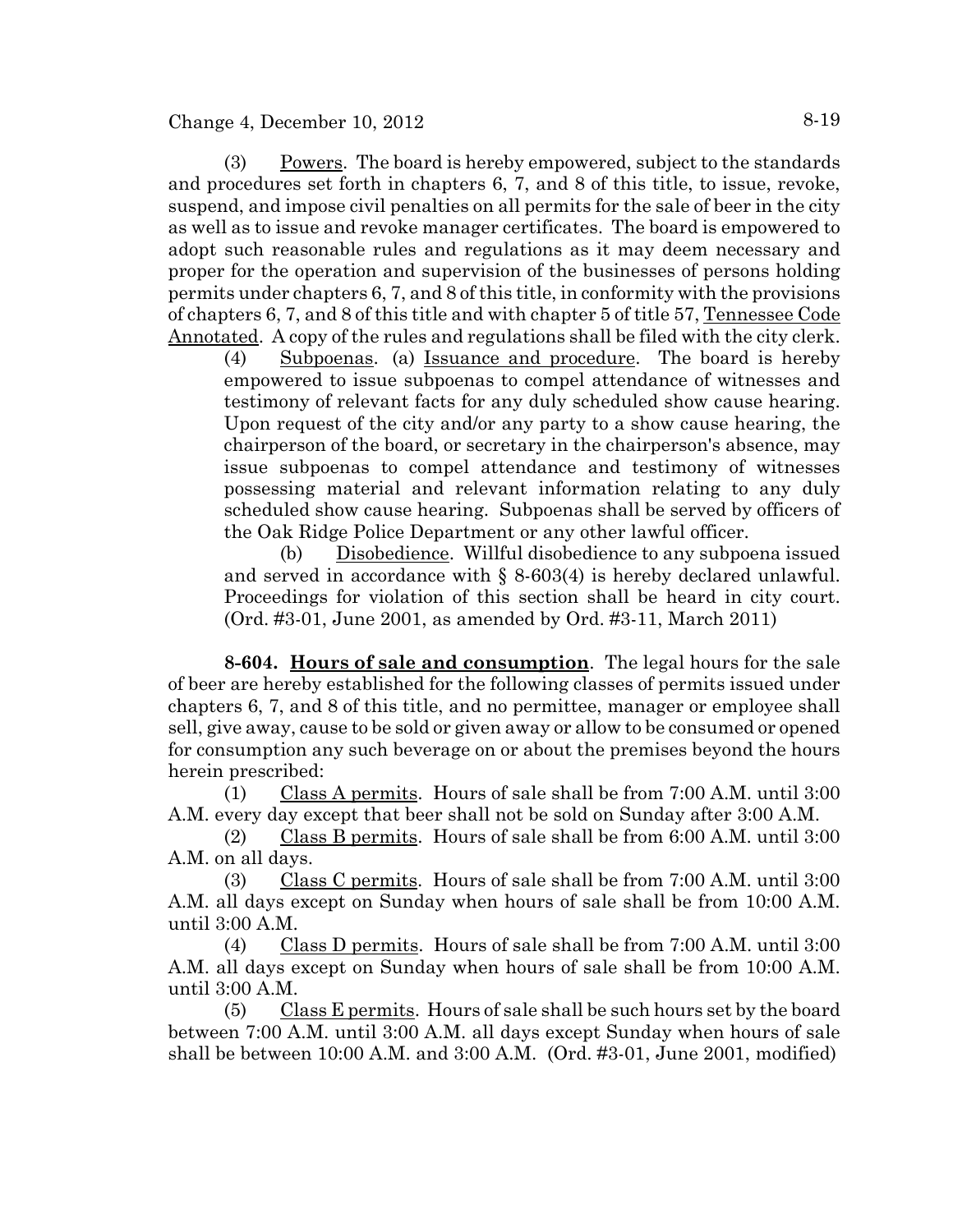(3) Powers. The board is hereby empowered, subject to the standards and procedures set forth in chapters 6, 7, and 8 of this title, to issue, revoke, suspend, and impose civil penalties on all permits for the sale of beer in the city as well as to issue and revoke manager certificates. The board is empowered to adopt such reasonable rules and regulations as it may deem necessary and proper for the operation and supervision of the businesses of persons holding permits under chapters 6, 7, and 8 of this title, in conformity with the provisions of chapters 6, 7, and 8 of this title and with chapter 5 of title 57, Tennessee Code Annotated. A copy of the rules and regulations shall be filed with the city clerk.

(4) Subpoenas. (a) Issuance and procedure. The board is hereby empowered to issue subpoenas to compel attendance of witnesses and testimony of relevant facts for any duly scheduled show cause hearing. Upon request of the city and/or any party to a show cause hearing, the chairperson of the board, or secretary in the chairperson's absence, may issue subpoenas to compel attendance and testimony of witnesses possessing material and relevant information relating to any duly scheduled show cause hearing. Subpoenas shall be served by officers of the Oak Ridge Police Department or any other lawful officer.

(b) Disobedience. Willful disobedience to any subpoena issued and served in accordance with § 8-603(4) is hereby declared unlawful. Proceedings for violation of this section shall be heard in city court. (Ord. #3-01, June 2001, as amended by Ord. #3-11, March 2011)

**8-604. Hours of sale and consumption**. The legal hours for the sale of beer are hereby established for the following classes of permits issued under chapters 6, 7, and 8 of this title, and no permittee, manager or employee shall sell, give away, cause to be sold or given away or allow to be consumed or opened for consumption any such beverage on or about the premises beyond the hours herein prescribed:

(1) Class A permits. Hours of sale shall be from 7:00 A.M. until 3:00 A.M. every day except that beer shall not be sold on Sunday after 3:00 A.M.

(2) Class B permits. Hours of sale shall be from 6:00 A.M. until 3:00 A.M. on all days.

(3) Class C permits. Hours of sale shall be from 7:00 A.M. until 3:00 A.M. all days except on Sunday when hours of sale shall be from 10:00 A.M. until 3:00 A.M.

(4) Class D permits. Hours of sale shall be from 7:00 A.M. until 3:00 A.M. all days except on Sunday when hours of sale shall be from 10:00 A.M. until 3:00 A.M.

(5) Class E permits. Hours of sale shall be such hours set by the board between 7:00 A.M. until 3:00 A.M. all days except Sunday when hours of sale shall be between 10:00 A.M. and 3:00 A.M. (Ord. #3-01, June 2001, modified)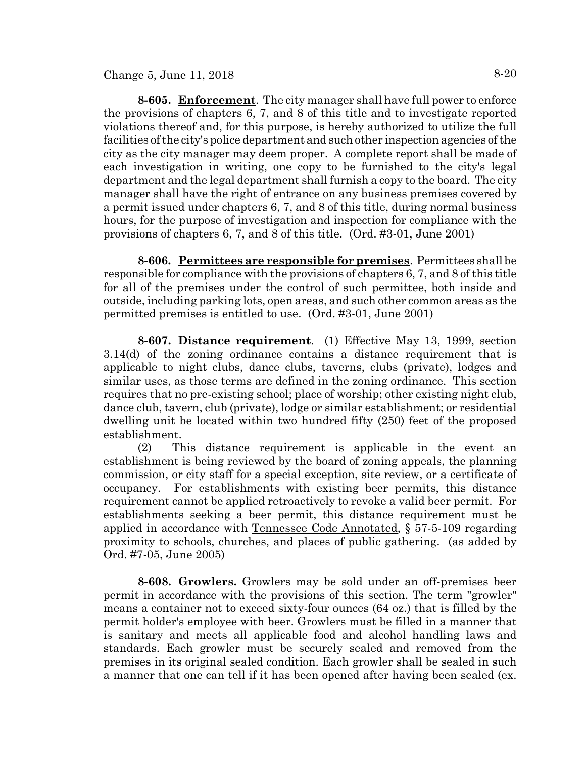**8-605. Enforcement**. The city manager shall have full power to enforce the provisions of chapters 6, 7, and 8 of this title and to investigate reported violations thereof and, for this purpose, is hereby authorized to utilize the full facilities of the city's police department and such other inspection agencies of the city as the city manager may deem proper. A complete report shall be made of each investigation in writing, one copy to be furnished to the city's legal department and the legal department shall furnish a copy to the board. The city manager shall have the right of entrance on any business premises covered by a permit issued under chapters 6, 7, and 8 of this title, during normal business hours, for the purpose of investigation and inspection for compliance with the provisions of chapters 6, 7, and 8 of this title. (Ord. #3-01, June 2001)

**8-606. Permittees are responsible for premises**. Permittees shall be responsible for compliance with the provisions of chapters 6, 7, and 8 of this title for all of the premises under the control of such permittee, both inside and outside, including parking lots, open areas, and such other common areas as the permitted premises is entitled to use. (Ord. #3-01, June 2001)

**8-607. Distance requirement**. (1) Effective May 13, 1999, section 3.14(d) of the zoning ordinance contains a distance requirement that is applicable to night clubs, dance clubs, taverns, clubs (private), lodges and similar uses, as those terms are defined in the zoning ordinance. This section requires that no pre-existing school; place of worship; other existing night club, dance club, tavern, club (private), lodge or similar establishment; or residential dwelling unit be located within two hundred fifty (250) feet of the proposed establishment.

(2) This distance requirement is applicable in the event an establishment is being reviewed by the board of zoning appeals, the planning commission, or city staff for a special exception, site review, or a certificate of occupancy. For establishments with existing beer permits, this distance requirement cannot be applied retroactively to revoke a valid beer permit. For establishments seeking a beer permit, this distance requirement must be applied in accordance with Tennessee Code Annotated, § 57-5-109 regarding proximity to schools, churches, and places of public gathering. (as added by Ord. #7-05, June 2005)

**8-608. Growlers.** Growlers may be sold under an off-premises beer permit in accordance with the provisions of this section. The term "growler" means a container not to exceed sixty-four ounces (64 oz.) that is filled by the permit holder's employee with beer. Growlers must be filled in a manner that is sanitary and meets all applicable food and alcohol handling laws and standards. Each growler must be securely sealed and removed from the premises in its original sealed condition. Each growler shall be sealed in such a manner that one can tell if it has been opened after having been sealed (ex.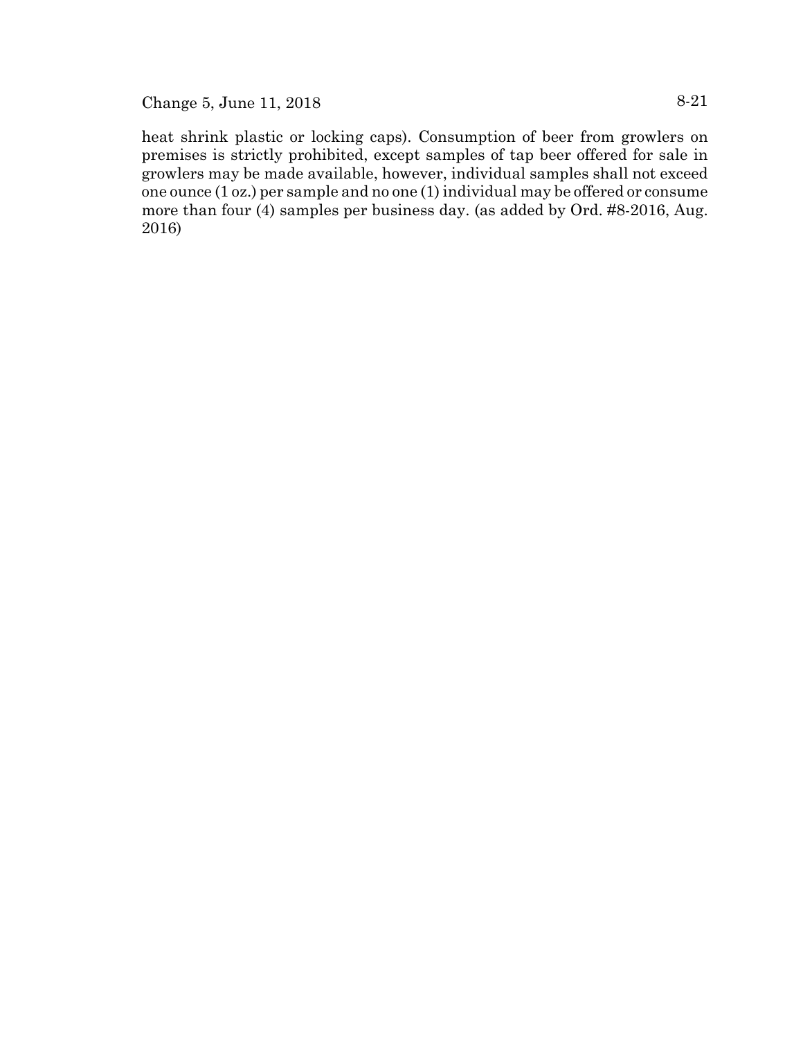heat shrink plastic or locking caps). Consumption of beer from growlers on premises is strictly prohibited, except samples of tap beer offered for sale in growlers may be made available, however, individual samples shall not exceed one ounce (1 oz.) per sample and no one (1) individual may be offered or consume more than four (4) samples per business day. (as added by Ord. #8-2016, Aug. 2016)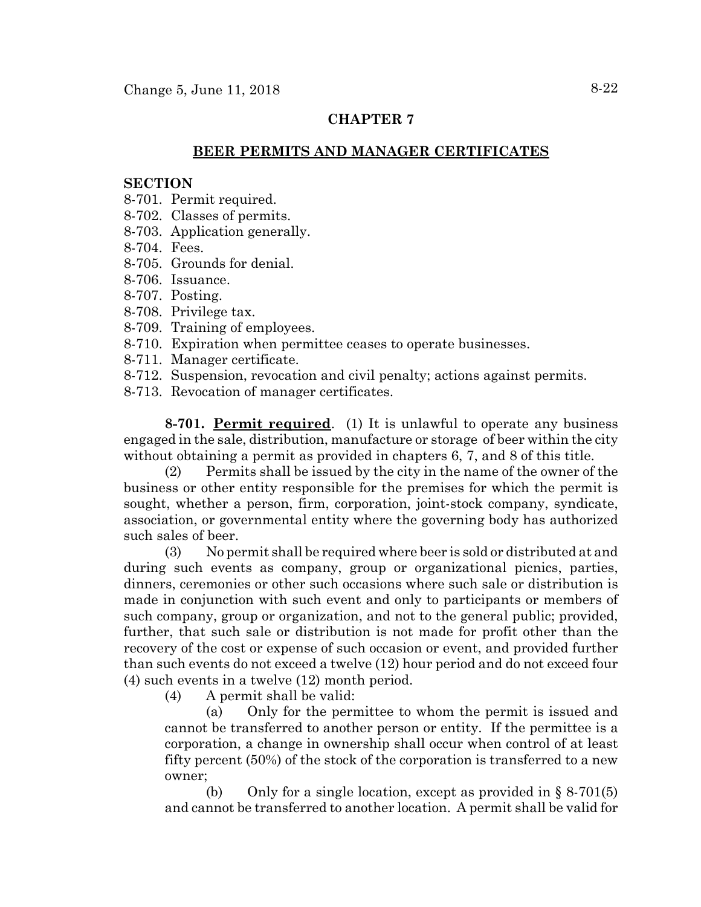## CHAPTER 7

## BEER PERMITS AND MANAGER CERTIFICATES

**SECTION**

8-701. Permit required.
8-702. Classes of permits.
8-703. Application generally.
8-704. Fees.
8-705. Grounds for denial.
8-706. Issuance.
8-707. Posting.
8-708. Privilege tax.
8-709. Training of employees.
8-710. Expiration when permittee ceases to operate businesses.
8-711. Manager certificate.
8-712. Suspension, revocation and civil penalty; actions against permits.
8-713. Revocation of manager certificates.

**8-701. Permit required**. (1) It is unlawful to operate any business engaged in the sale, distribution, manufacture or storage of beer within the city without obtaining a permit as provided in chapters 6, 7, and 8 of this title.

(2) Permits shall be issued by the city in the name of the owner of the business or other entity responsible for the premises for which the permit is sought, whether a person, firm, corporation, joint-stock company, syndicate, association, or governmental entity where the governing body has authorized such sales of beer.

(3) No permit shall be required where beer is sold or distributed at and during such events as company, group or organizational picnics, parties, dinners, ceremonies or other such occasions where such sale or distribution is made in conjunction with such event and only to participants or members of such company, group or organization, and not to the general public; provided, further, that such sale or distribution is not made for profit other than the recovery of the cost or expense of such occasion or event, and provided further than such events do not exceed a twelve (12) hour period and do not exceed four (4) such events in a twelve (12) month period.

(4) A permit shall be valid:

(a) Only for the permittee to whom the permit is issued and cannot be transferred to another person or entity. If the permittee is a corporation, a change in ownership shall occur when control of at least fifty percent (50%) of the stock of the corporation is transferred to a new owner;

(b) Only for a single location, except as provided in § 8-701(5) and cannot be transferred to another location. A permit shall be valid for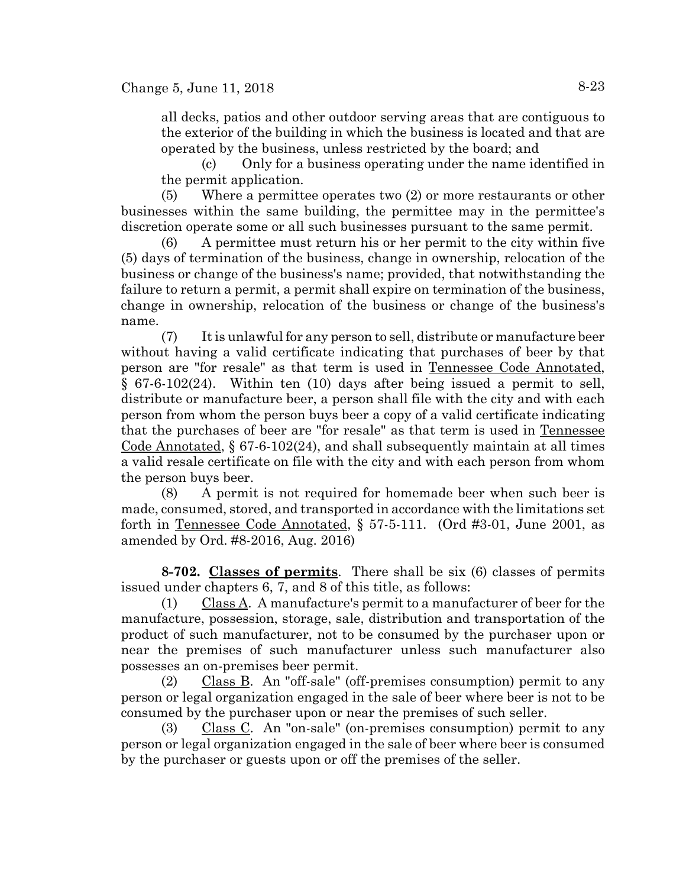all decks, patios and other outdoor serving areas that are contiguous to the exterior of the building in which the business is located and that are operated by the business, unless restricted by the board; and

(c) Only for a business operating under the name identified in the permit application.

(5) Where a permittee operates two (2) or more restaurants or other businesses within the same building, the permittee may in the permittee's discretion operate some or all such businesses pursuant to the same permit.

(6) A permittee must return his or her permit to the city within five (5) days of termination of the business, change in ownership, relocation of the business or change of the business's name; provided, that notwithstanding the failure to return a permit, a permit shall expire on termination of the business, change in ownership, relocation of the business or change of the business's name.

(7) It is unlawful for any person to sell, distribute or manufacture beer without having a valid certificate indicating that purchases of beer by that person are "for resale" as that term is used in Tennessee Code Annotated, § 67-6-102(24). Within ten (10) days after being issued a permit to sell, distribute or manufacture beer, a person shall file with the city and with each person from whom the person buys beer a copy of a valid certificate indicating that the purchases of beer are "for resale" as that term is used in Tennessee Code Annotated, § 67-6-102(24), and shall subsequently maintain at all times a valid resale certificate on file with the city and with each person from whom the person buys beer.

(8) A permit is not required for homemade beer when such beer is made, consumed, stored, and transported in accordance with the limitations set forth in Tennessee Code Annotated, § 57-5-111. (Ord #3-01, June 2001, as amended by Ord. #8-2016, Aug. 2016)

**8-702. Classes of permits**. There shall be six (6) classes of permits issued under chapters 6, 7, and 8 of this title, as follows:

(1) Class A. A manufacture's permit to a manufacturer of beer for the manufacture, possession, storage, sale, distribution and transportation of the product of such manufacturer, not to be consumed by the purchaser upon or near the premises of such manufacturer unless such manufacturer also possesses an on-premises beer permit.

(2) Class B. An "off-sale" (off-premises consumption) permit to any person or legal organization engaged in the sale of beer where beer is not to be consumed by the purchaser upon or near the premises of such seller.

(3) Class C. An "on-sale" (on-premises consumption) permit to any person or legal organization engaged in the sale of beer where beer is consumed by the purchaser or guests upon or off the premises of the seller.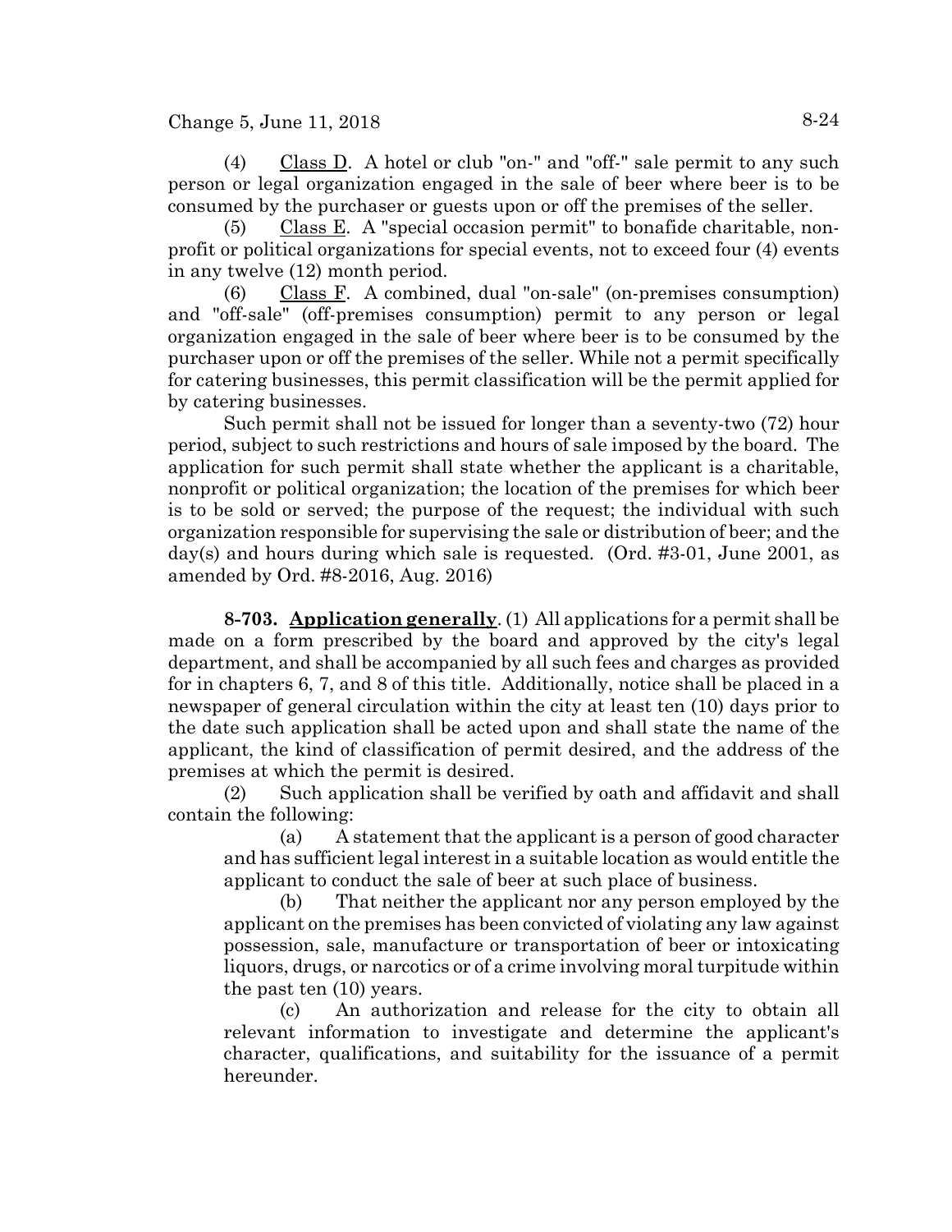(4) Class D. A hotel or club "on-" and "off-" sale permit to any such person or legal organization engaged in the sale of beer where beer is to be consumed by the purchaser or guests upon or off the premises of the seller.

(5) Class E. A "special occasion permit" to bonafide charitable, non-profit or political organizations for special events, not to exceed four (4) events in any twelve (12) month period.

(6) Class F. A combined, dual "on-sale" (on-premises consumption) and "off-sale" (off-premises consumption) permit to any person or legal organization engaged in the sale of beer where beer is to be consumed by the purchaser upon or off the premises of the seller. While not a permit specifically for catering businesses, this permit classification will be the permit applied for by catering businesses.

Such permit shall not be issued for longer than a seventy-two (72) hour period, subject to such restrictions and hours of sale imposed by the board. The application for such permit shall state whether the applicant is a charitable, nonprofit or political organization; the location of the premises for which beer is to be sold or served; the purpose of the request; the individual with such organization responsible for supervising the sale or distribution of beer; and the day(s) and hours during which sale is requested. (Ord. #3-01, June 2001, as amended by Ord. #8-2016, Aug. 2016)

**8-703. Application generally**. (1) All applications for a permit shall be made on a form prescribed by the board and approved by the city's legal department, and shall be accompanied by all such fees and charges as provided for in chapters 6, 7, and 8 of this title. Additionally, notice shall be placed in a newspaper of general circulation within the city at least ten (10) days prior to the date such application shall be acted upon and shall state the name of the applicant, the kind of classification of permit desired, and the address of the premises at which the permit is desired.

(2) Such application shall be verified by oath and affidavit and shall contain the following:

(a) A statement that the applicant is a person of good character and has sufficient legal interest in a suitable location as would entitle the applicant to conduct the sale of beer at such place of business.

(b) That neither the applicant nor any person employed by the applicant on the premises has been convicted of violating any law against possession, sale, manufacture or transportation of beer or intoxicating liquors, drugs, or narcotics or of a crime involving moral turpitude within the past ten (10) years.

(c) An authorization and release for the city to obtain all relevant information to investigate and determine the applicant's character, qualifications, and suitability for the issuance of a permit hereunder.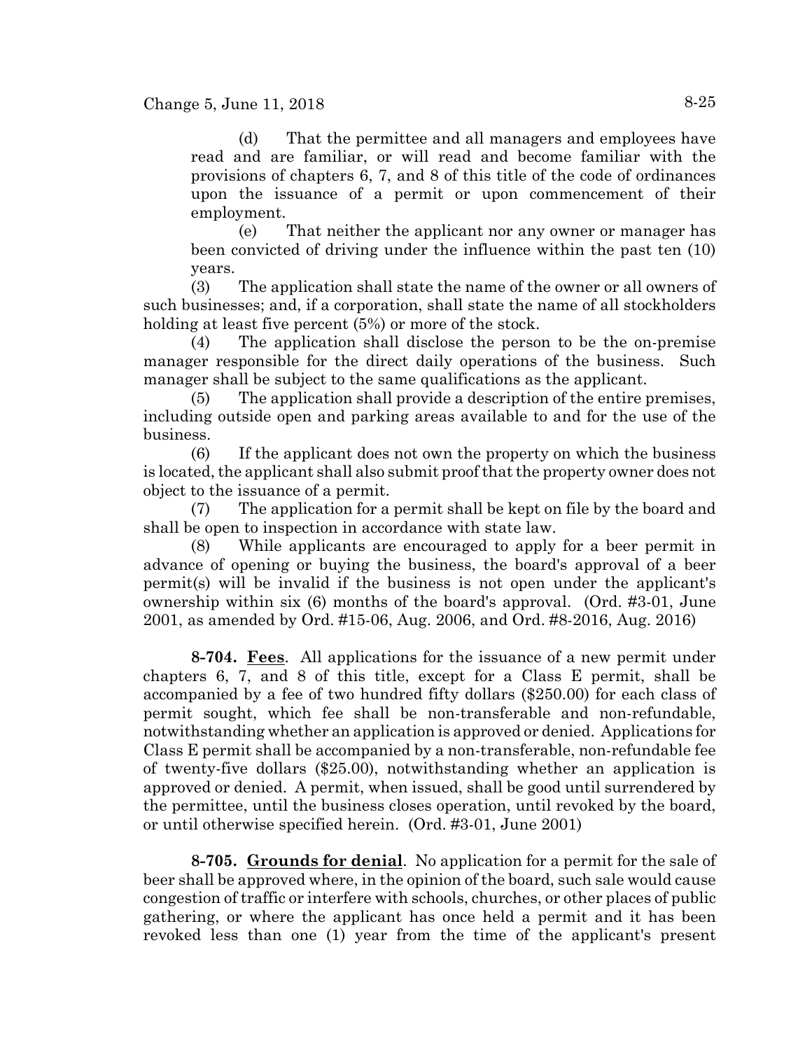(d) That the permittee and all managers and employees have read and are familiar, or will read and become familiar with the provisions of chapters 6, 7, and 8 of this title of the code of ordinances upon the issuance of a permit or upon commencement of their employment.

(e) That neither the applicant nor any owner or manager has been convicted of driving under the influence within the past ten (10) years.

(3) The application shall state the name of the owner or all owners of such businesses; and, if a corporation, shall state the name of all stockholders holding at least five percent (5%) or more of the stock.

(4) The application shall disclose the person to be the on-premise manager responsible for the direct daily operations of the business. Such manager shall be subject to the same qualifications as the applicant.

(5) The application shall provide a description of the entire premises, including outside open and parking areas available to and for the use of the business.

(6) If the applicant does not own the property on which the business is located, the applicant shall also submit proof that the property owner does not object to the issuance of a permit.

(7) The application for a permit shall be kept on file by the board and shall be open to inspection in accordance with state law.

(8) While applicants are encouraged to apply for a beer permit in advance of opening or buying the business, the board's approval of a beer permit(s) will be invalid if the business is not open under the applicant's ownership within six (6) months of the board's approval. (Ord. #3-01, June 2001, as amended by Ord. #15-06, Aug. 2006, and Ord. #8-2016, Aug. 2016)

**8-704. Fees**. All applications for the issuance of a new permit under chapters 6, 7, and 8 of this title, except for a Class E permit, shall be accompanied by a fee of two hundred fifty dollars ($250.00) for each class of permit sought, which fee shall be non-transferable and non-refundable, notwithstanding whether an application is approved or denied. Applications for Class E permit shall be accompanied by a non-transferable, non-refundable fee of twenty-five dollars ($25.00), notwithstanding whether an application is approved or denied. A permit, when issued, shall be good until surrendered by the permittee, until the business closes operation, until revoked by the board, or until otherwise specified herein. (Ord. #3-01, June 2001)

**8-705. Grounds for denial**. No application for a permit for the sale of beer shall be approved where, in the opinion of the board, such sale would cause congestion of traffic or interfere with schools, churches, or other places of public gathering, or where the applicant has once held a permit and it has been revoked less than one (1) year from the time of the applicant's present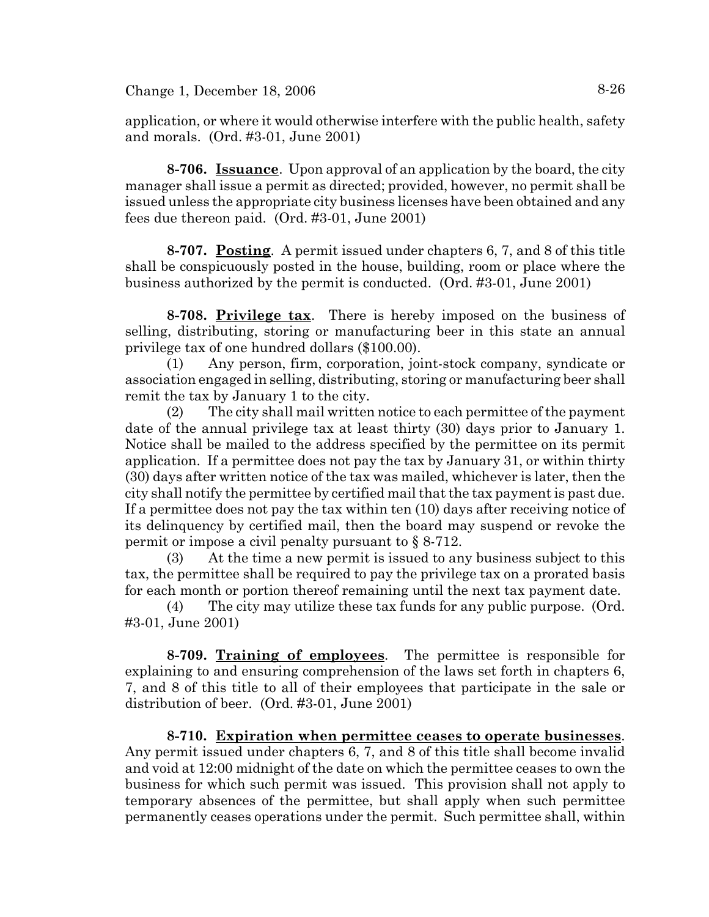application, or where it would otherwise interfere with the public health, safety and morals. (Ord. #3-01, June 2001)

**8-706. Issuance**. Upon approval of an application by the board, the city manager shall issue a permit as directed; provided, however, no permit shall be issued unless the appropriate city business licenses have been obtained and any fees due thereon paid. (Ord. #3-01, June 2001)

**8-707. Posting**. A permit issued under chapters 6, 7, and 8 of this title shall be conspicuously posted in the house, building, room or place where the business authorized by the permit is conducted. (Ord. #3-01, June 2001)

**8-708. Privilege tax**. There is hereby imposed on the business of selling, distributing, storing or manufacturing beer in this state an annual privilege tax of one hundred dollars ($100.00).

(1) Any person, firm, corporation, joint-stock company, syndicate or association engaged in selling, distributing, storing or manufacturing beer shall remit the tax by January 1 to the city.

(2) The city shall mail written notice to each permittee of the payment date of the annual privilege tax at least thirty (30) days prior to January 1. Notice shall be mailed to the address specified by the permittee on its permit application. If a permittee does not pay the tax by January 31, or within thirty (30) days after written notice of the tax was mailed, whichever is later, then the city shall notify the permittee by certified mail that the tax payment is past due. If a permittee does not pay the tax within ten (10) days after receiving notice of its delinquency by certified mail, then the board may suspend or revoke the permit or impose a civil penalty pursuant to § 8-712.

(3) At the time a new permit is issued to any business subject to this tax, the permittee shall be required to pay the privilege tax on a prorated basis for each month or portion thereof remaining until the next tax payment date.

(4) The city may utilize these tax funds for any public purpose. (Ord. #3-01, June 2001)

**8-709. Training of employees**. The permittee is responsible for explaining to and ensuring comprehension of the laws set forth in chapters 6, 7, and 8 of this title to all of their employees that participate in the sale or distribution of beer. (Ord. #3-01, June 2001)

**8-710. Expiration when permittee ceases to operate businesses**. Any permit issued under chapters 6, 7, and 8 of this title shall become invalid and void at 12:00 midnight of the date on which the permittee ceases to own the business for which such permit was issued. This provision shall not apply to temporary absences of the permittee, but shall apply when such permittee permanently ceases operations under the permit. Such permittee shall, within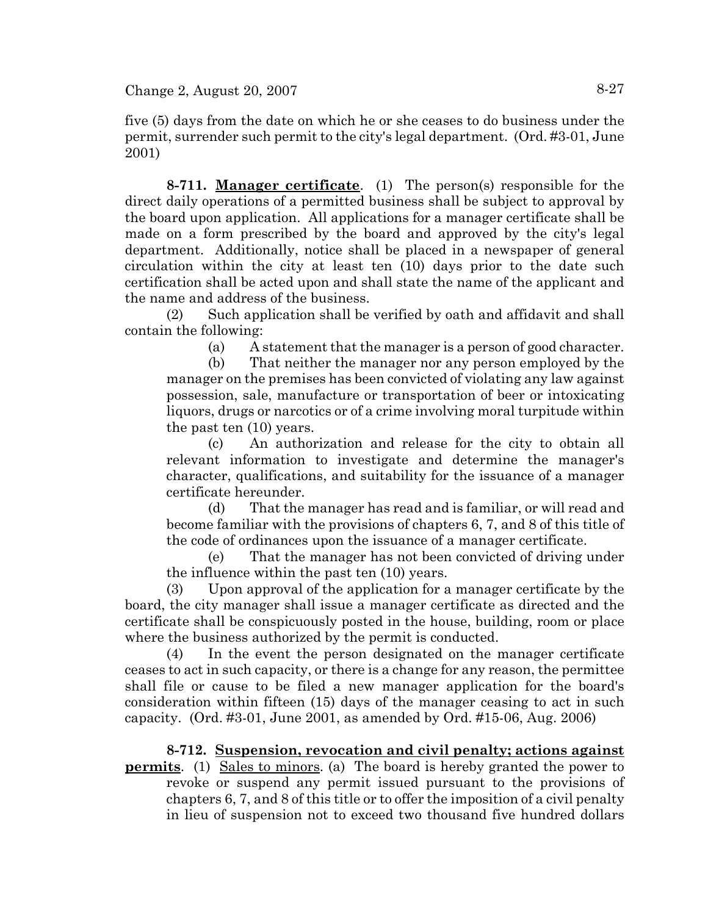five (5) days from the date on which he or she ceases to do business under the permit, surrender such permit to the city's legal department. (Ord. #3-01, June 2001)

**8-711. Manager certificate**. (1) The person(s) responsible for the direct daily operations of a permitted business shall be subject to approval by the board upon application. All applications for a manager certificate shall be made on a form prescribed by the board and approved by the city's legal department. Additionally, notice shall be placed in a newspaper of general circulation within the city at least ten (10) days prior to the date such certification shall be acted upon and shall state the name of the applicant and the name and address of the business.

(2) Such application shall be verified by oath and affidavit and shall contain the following:

(a) A statement that the manager is a person of good character.

(b) That neither the manager nor any person employed by the manager on the premises has been convicted of violating any law against possession, sale, manufacture or transportation of beer or intoxicating liquors, drugs or narcotics or of a crime involving moral turpitude within the past ten (10) years.

(c) An authorization and release for the city to obtain all relevant information to investigate and determine the manager's character, qualifications, and suitability for the issuance of a manager certificate hereunder.

(d) That the manager has read and is familiar, or will read and become familiar with the provisions of chapters 6, 7, and 8 of this title of the code of ordinances upon the issuance of a manager certificate.

(e) That the manager has not been convicted of driving under the influence within the past ten (10) years.

(3) Upon approval of the application for a manager certificate by the board, the city manager shall issue a manager certificate as directed and the certificate shall be conspicuously posted in the house, building, room or place where the business authorized by the permit is conducted.

(4) In the event the person designated on the manager certificate ceases to act in such capacity, or there is a change for any reason, the permittee shall file or cause to be filed a new manager application for the board's consideration within fifteen (15) days of the manager ceasing to act in such capacity. (Ord. #3-01, June 2001, as amended by Ord. #15-06, Aug. 2006)

**8-712. Suspension, revocation and civil penalty; actions against permits**. (1) Sales to minors. (a) The board is hereby granted the power to revoke or suspend any permit issued pursuant to the provisions of chapters 6, 7, and 8 of this title or to offer the imposition of a civil penalty in lieu of suspension not to exceed two thousand five hundred dollars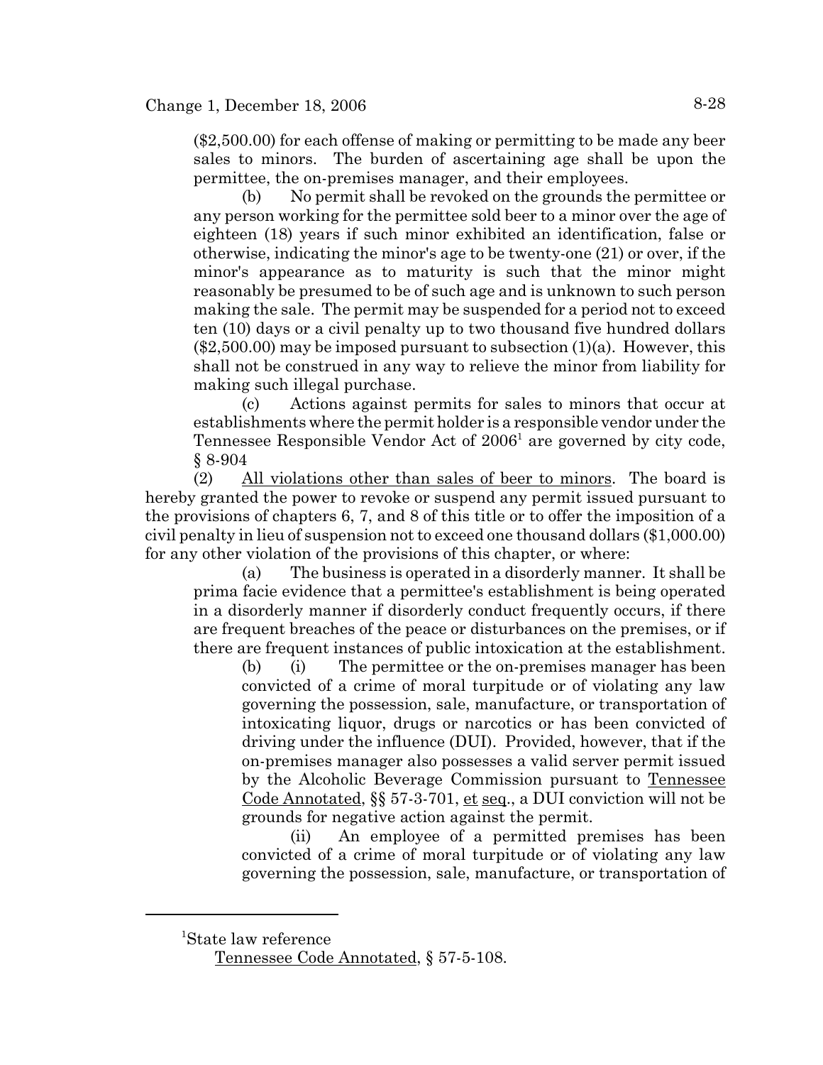($2,500.00) for each offense of making or permitting to be made any beer sales to minors. The burden of ascertaining age shall be upon the permittee, the on-premises manager, and their employees.

(b) No permit shall be revoked on the grounds the permittee or any person working for the permittee sold beer to a minor over the age of eighteen (18) years if such minor exhibited an identification, false or otherwise, indicating the minor's age to be twenty-one (21) or over, if the minor's appearance as to maturity is such that the minor might reasonably be presumed to be of such age and is unknown to such person making the sale. The permit may be suspended for a period not to exceed ten (10) days or a civil penalty up to two thousand five hundred dollars ($2,500.00) may be imposed pursuant to subsection (1)(a). However, this shall not be construed in any way to relieve the minor from liability for making such illegal purchase.

(c) Actions against permits for sales to minors that occur at establishments where the permit holder is a responsible vendor under the Tennessee Responsible Vendor Act of 2006[1] are governed by city code, § 8-904

(2) All violations other than sales of beer to minors. The board is hereby granted the power to revoke or suspend any permit issued pursuant to the provisions of chapters 6, 7, and 8 of this title or to offer the imposition of a civil penalty in lieu of suspension not to exceed one thousand dollars ($1,000.00) for any other violation of the provisions of this chapter, or where:

(a) The business is operated in a disorderly manner. It shall be prima facie evidence that a permittee's establishment is being operated in a disorderly manner if disorderly conduct frequently occurs, if there are frequent breaches of the peace or disturbances on the premises, or if there are frequent instances of public intoxication at the establishment.

(b) (i) The permittee or the on-premises manager has been convicted of a crime of moral turpitude or of violating any law governing the possession, sale, manufacture, or transportation of intoxicating liquor, drugs or narcotics or has been convicted of driving under the influence (DUI). Provided, however, that if the on-premises manager also possesses a valid server permit issued by the Alcoholic Beverage Commission pursuant to Tennessee Code Annotated, §§ 57-3-701, et seq., a DUI conviction will not be grounds for negative action against the permit.

(ii) An employee of a permitted premises has been convicted of a crime of moral turpitude or of violating any law governing the possession, sale, manufacture, or transportation of

---

[1]State law reference

Tennessee Code Annotated, § 57-5-108.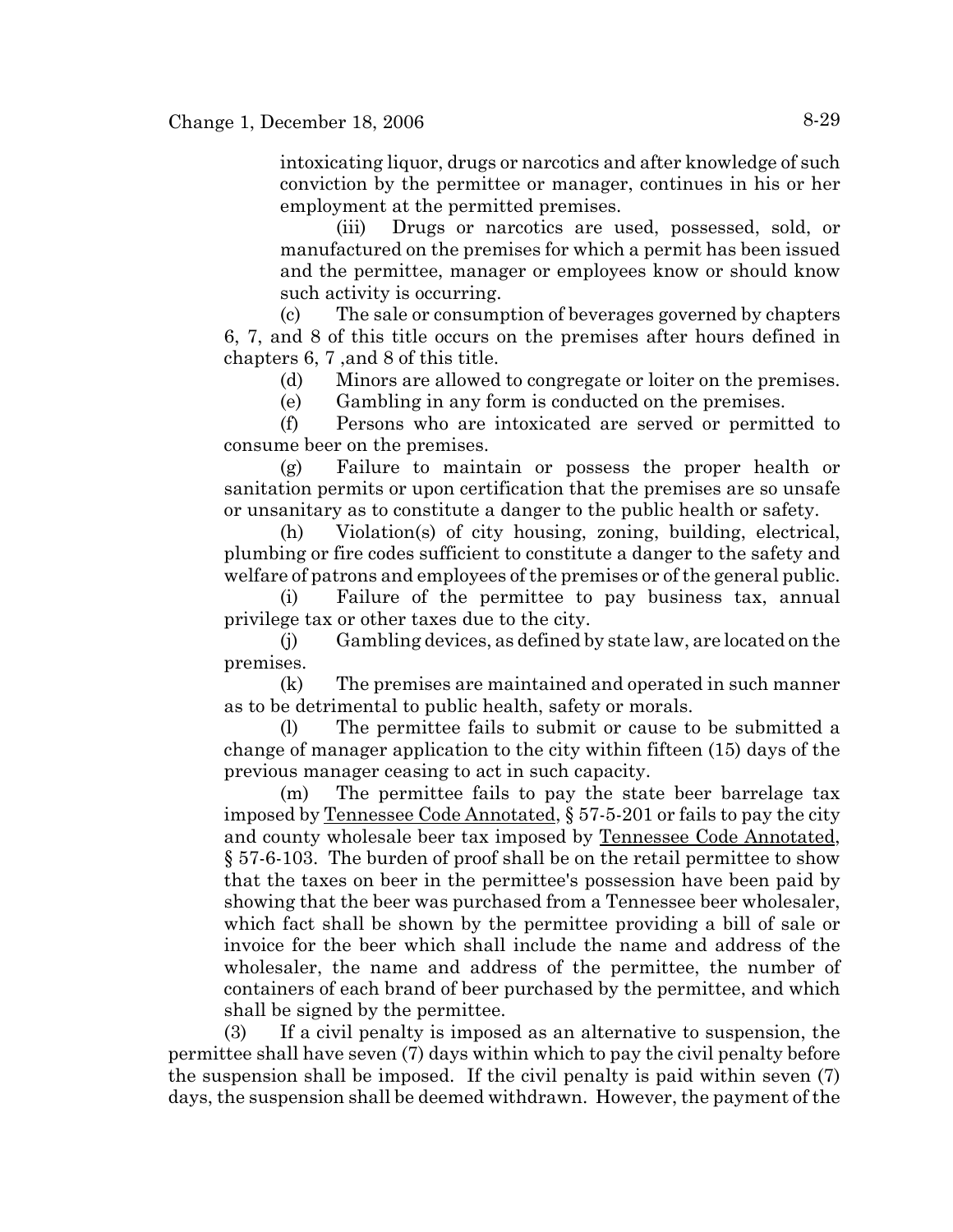intoxicating liquor, drugs or narcotics and after knowledge of such conviction by the permittee or manager, continues in his or her employment at the permitted premises.

(iii) Drugs or narcotics are used, possessed, sold, or manufactured on the premises for which a permit has been issued and the permittee, manager or employees know or should know such activity is occurring.

(c) The sale or consumption of beverages governed by chapters 6, 7, and 8 of this title occurs on the premises after hours defined in chapters 6, 7 ,and 8 of this title.

(d) Minors are allowed to congregate or loiter on the premises.

(e) Gambling in any form is conducted on the premises.

(f) Persons who are intoxicated are served or permitted to consume beer on the premises.

(g) Failure to maintain or possess the proper health or sanitation permits or upon certification that the premises are so unsafe or unsanitary as to constitute a danger to the public health or safety.

(h) Violation(s) of city housing, zoning, building, electrical, plumbing or fire codes sufficient to constitute a danger to the safety and welfare of patrons and employees of the premises or of the general public.

(i) Failure of the permittee to pay business tax, annual privilege tax or other taxes due to the city.

(j) Gambling devices, as defined by state law, are located on the premises.

(k) The premises are maintained and operated in such manner as to be detrimental to public health, safety or morals.

(l) The permittee fails to submit or cause to be submitted a change of manager application to the city within fifteen (15) days of the previous manager ceasing to act in such capacity.

(m) The permittee fails to pay the state beer barrelage tax imposed by Tennessee Code Annotated, § 57-5-201 or fails to pay the city and county wholesale beer tax imposed by Tennessee Code Annotated, § 57-6-103. The burden of proof shall be on the retail permittee to show that the taxes on beer in the permittee's possession have been paid by showing that the beer was purchased from a Tennessee beer wholesaler, which fact shall be shown by the permittee providing a bill of sale or invoice for the beer which shall include the name and address of the wholesaler, the name and address of the permittee, the number of containers of each brand of beer purchased by the permittee, and which shall be signed by the permittee.

(3) If a civil penalty is imposed as an alternative to suspension, the permittee shall have seven (7) days within which to pay the civil penalty before the suspension shall be imposed. If the civil penalty is paid within seven (7) days, the suspension shall be deemed withdrawn. However, the payment of the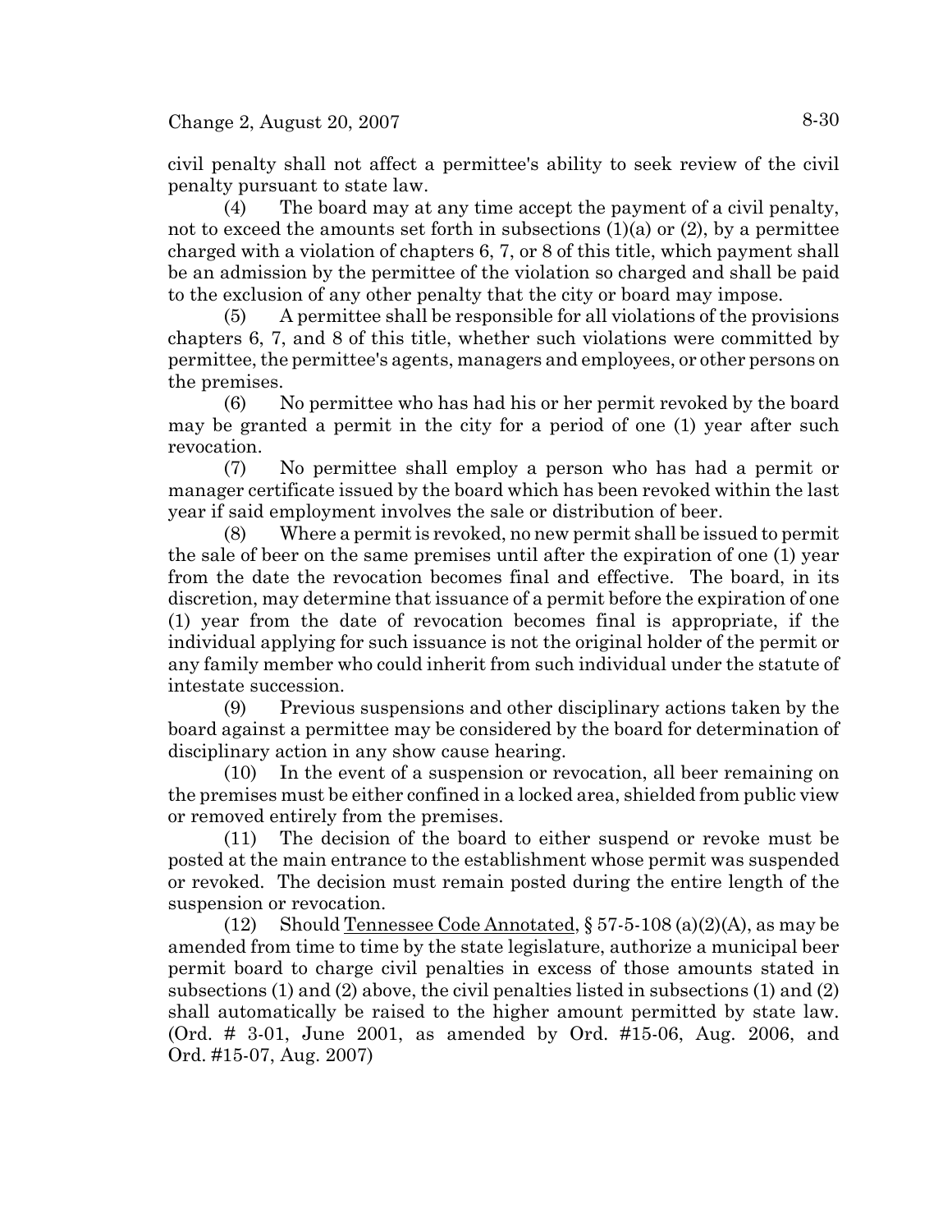civil penalty shall not affect a permittee's ability to seek review of the civil penalty pursuant to state law.

(4) The board may at any time accept the payment of a civil penalty, not to exceed the amounts set forth in subsections (1)(a) or (2), by a permittee charged with a violation of chapters 6, 7, or 8 of this title, which payment shall be an admission by the permittee of the violation so charged and shall be paid to the exclusion of any other penalty that the city or board may impose.

(5) A permittee shall be responsible for all violations of the provisions chapters 6, 7, and 8 of this title, whether such violations were committed by permittee, the permittee's agents, managers and employees, or other persons on the premises.

(6) No permittee who has had his or her permit revoked by the board may be granted a permit in the city for a period of one (1) year after such revocation.

(7) No permittee shall employ a person who has had a permit or manager certificate issued by the board which has been revoked within the last year if said employment involves the sale or distribution of beer.

(8) Where a permit is revoked, no new permit shall be issued to permit the sale of beer on the same premises until after the expiration of one (1) year from the date the revocation becomes final and effective. The board, in its discretion, may determine that issuance of a permit before the expiration of one (1) year from the date of revocation becomes final is appropriate, if the individual applying for such issuance is not the original holder of the permit or any family member who could inherit from such individual under the statute of intestate succession.

(9) Previous suspensions and other disciplinary actions taken by the board against a permittee may be considered by the board for determination of disciplinary action in any show cause hearing.

(10) In the event of a suspension or revocation, all beer remaining on the premises must be either confined in a locked area, shielded from public view or removed entirely from the premises.

(11) The decision of the board to either suspend or revoke must be posted at the main entrance to the establishment whose permit was suspended or revoked. The decision must remain posted during the entire length of the suspension or revocation.

(12) Should Tennessee Code Annotated, § 57-5-108 (a)(2)(A), as may be amended from time to time by the state legislature, authorize a municipal beer permit board to charge civil penalties in excess of those amounts stated in subsections (1) and (2) above, the civil penalties listed in subsections (1) and (2) shall automatically be raised to the higher amount permitted by state law. (Ord. # 3-01, June 2001, as amended by Ord. #15-06, Aug. 2006, and Ord. #15-07, Aug. 2007)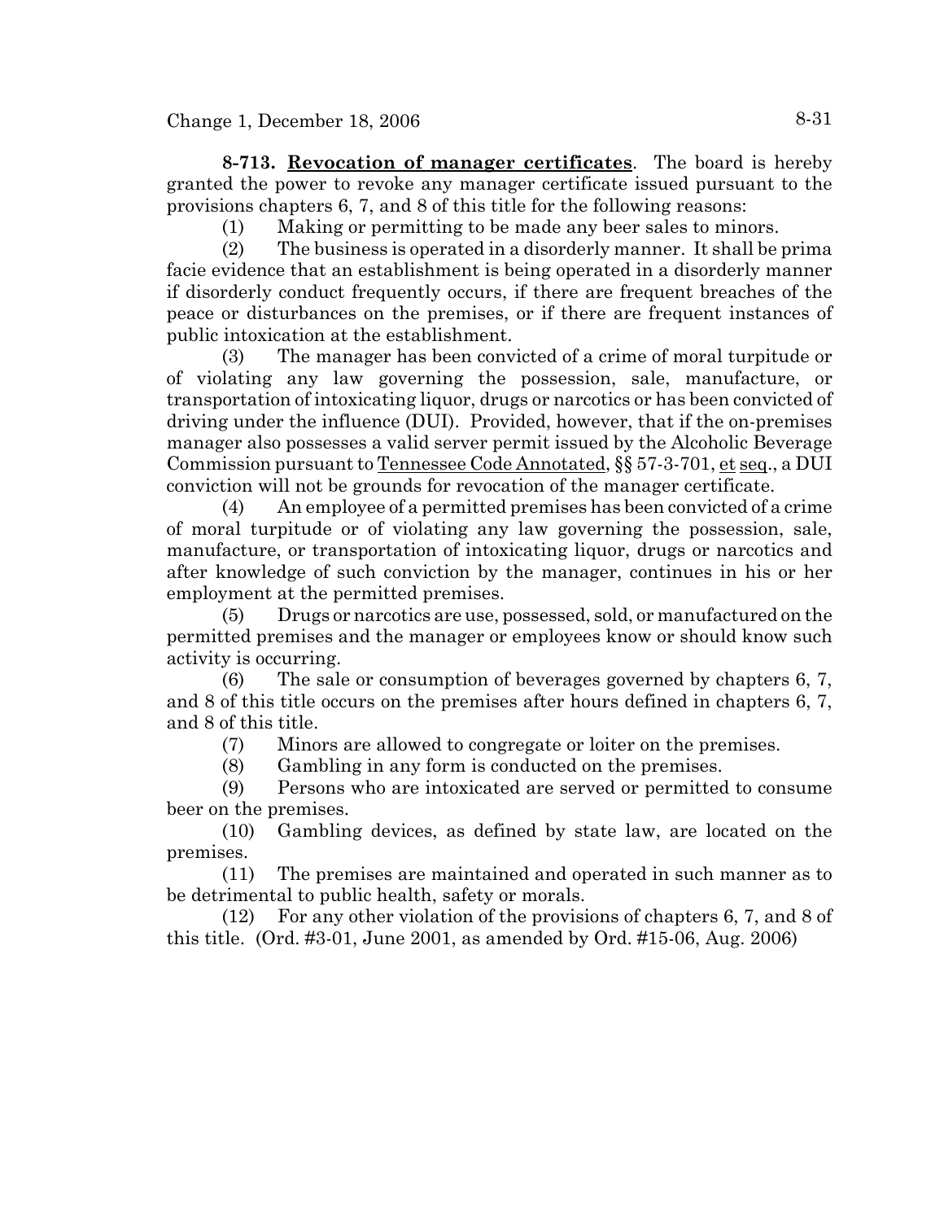**8-713. Revocation of manager certificates**. The board is hereby granted the power to revoke any manager certificate issued pursuant to the provisions chapters 6, 7, and 8 of this title for the following reasons:

(1) Making or permitting to be made any beer sales to minors.

(2) The business is operated in a disorderly manner. It shall be prima facie evidence that an establishment is being operated in a disorderly manner if disorderly conduct frequently occurs, if there are frequent breaches of the peace or disturbances on the premises, or if there are frequent instances of public intoxication at the establishment.

(3) The manager has been convicted of a crime of moral turpitude or of violating any law governing the possession, sale, manufacture, or transportation of intoxicating liquor, drugs or narcotics or has been convicted of driving under the influence (DUI). Provided, however, that if the on-premises manager also possesses a valid server permit issued by the Alcoholic Beverage Commission pursuant to Tennessee Code Annotated, §§ 57-3-701, et seq., a DUI conviction will not be grounds for revocation of the manager certificate.

(4) An employee of a permitted premises has been convicted of a crime of moral turpitude or of violating any law governing the possession, sale, manufacture, or transportation of intoxicating liquor, drugs or narcotics and after knowledge of such conviction by the manager, continues in his or her employment at the permitted premises.

(5) Drugs or narcotics are use, possessed, sold, or manufactured on the permitted premises and the manager or employees know or should know such activity is occurring.

(6) The sale or consumption of beverages governed by chapters 6, 7, and 8 of this title occurs on the premises after hours defined in chapters 6, 7, and 8 of this title.

(7) Minors are allowed to congregate or loiter on the premises.

(8) Gambling in any form is conducted on the premises.

(9) Persons who are intoxicated are served or permitted to consume beer on the premises.

(10) Gambling devices, as defined by state law, are located on the premises.

(11) The premises are maintained and operated in such manner as to be detrimental to public health, safety or morals.

(12) For any other violation of the provisions of chapters 6, 7, and 8 of this title. (Ord. #3-01, June 2001, as amended by Ord. #15-06, Aug. 2006)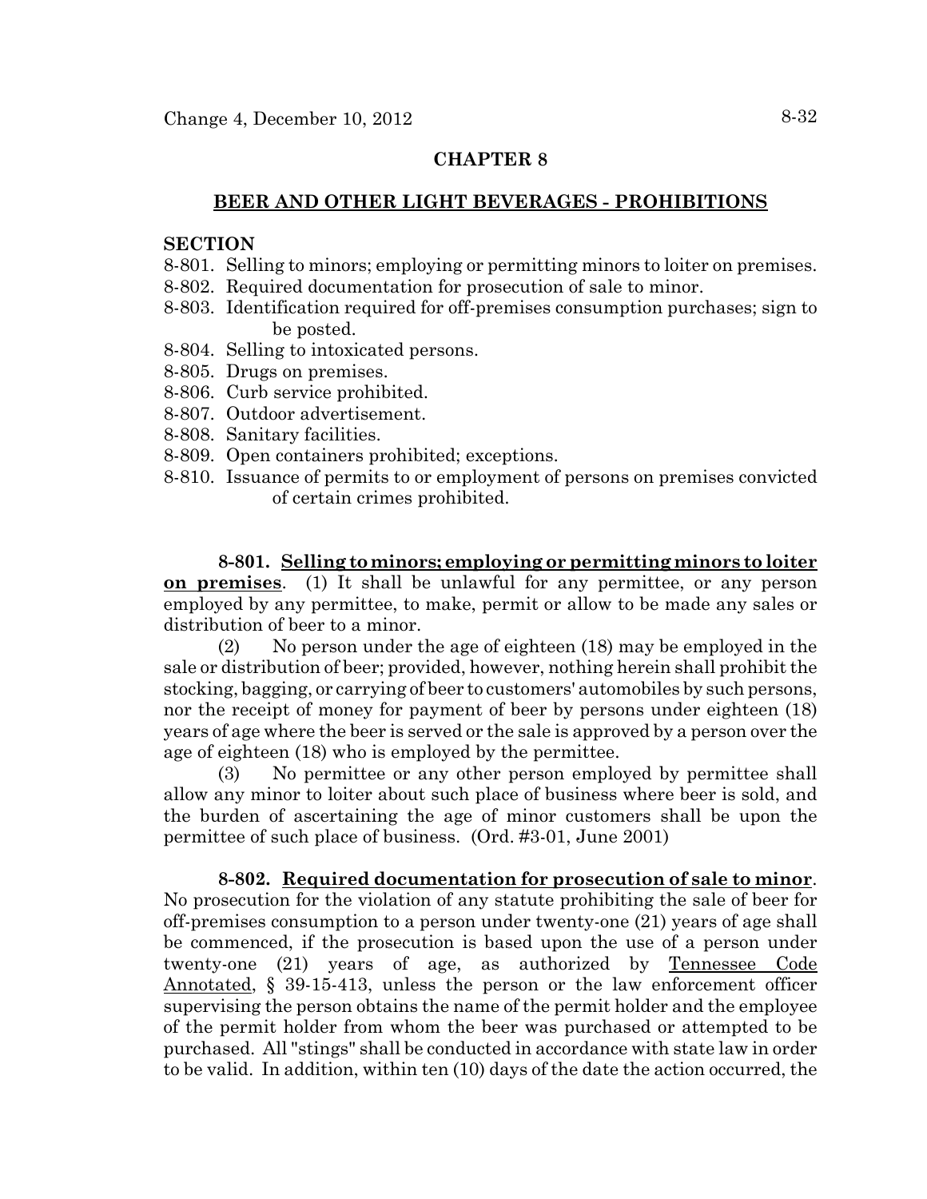## CHAPTER 8

## BEER AND OTHER LIGHT BEVERAGES - PROHIBITIONS

**SECTION**

8-801. Selling to minors; employing or permitting minors to loiter on premises.
8-802. Required documentation for prosecution of sale to minor.
8-803. Identification required for off-premises consumption purchases; sign to be posted.
8-804. Selling to intoxicated persons.
8-805. Drugs on premises.
8-806. Curb service prohibited.
8-807. Outdoor advertisement.
8-808. Sanitary facilities.
8-809. Open containers prohibited; exceptions.
8-810. Issuance of permits to or employment of persons on premises convicted of certain crimes prohibited.

**8-801. Selling to minors; employing or permitting minors to loiter on premises**. (1) It shall be unlawful for any permittee, or any person employed by any permittee, to make, permit or allow to be made any sales or distribution of beer to a minor.

(2) No person under the age of eighteen (18) may be employed in the sale or distribution of beer; provided, however, nothing herein shall prohibit the stocking, bagging, or carrying of beer to customers' automobiles by such persons, nor the receipt of money for payment of beer by persons under eighteen (18) years of age where the beer is served or the sale is approved by a person over the age of eighteen (18) who is employed by the permittee.

(3) No permittee or any other person employed by permittee shall allow any minor to loiter about such place of business where beer is sold, and the burden of ascertaining the age of minor customers shall be upon the permittee of such place of business. (Ord. #3-01, June 2001)

**8-802. Required documentation for prosecution of sale to minor**. No prosecution for the violation of any statute prohibiting the sale of beer for off-premises consumption to a person under twenty-one (21) years of age shall be commenced, if the prosecution is based upon the use of a person under twenty-one (21) years of age, as authorized by Tennessee Code Annotated, § 39-15-413, unless the person or the law enforcement officer supervising the person obtains the name of the permit holder and the employee of the permit holder from whom the beer was purchased or attempted to be purchased. All "stings" shall be conducted in accordance with state law in order to be valid. In addition, within ten (10) days of the date the action occurred, the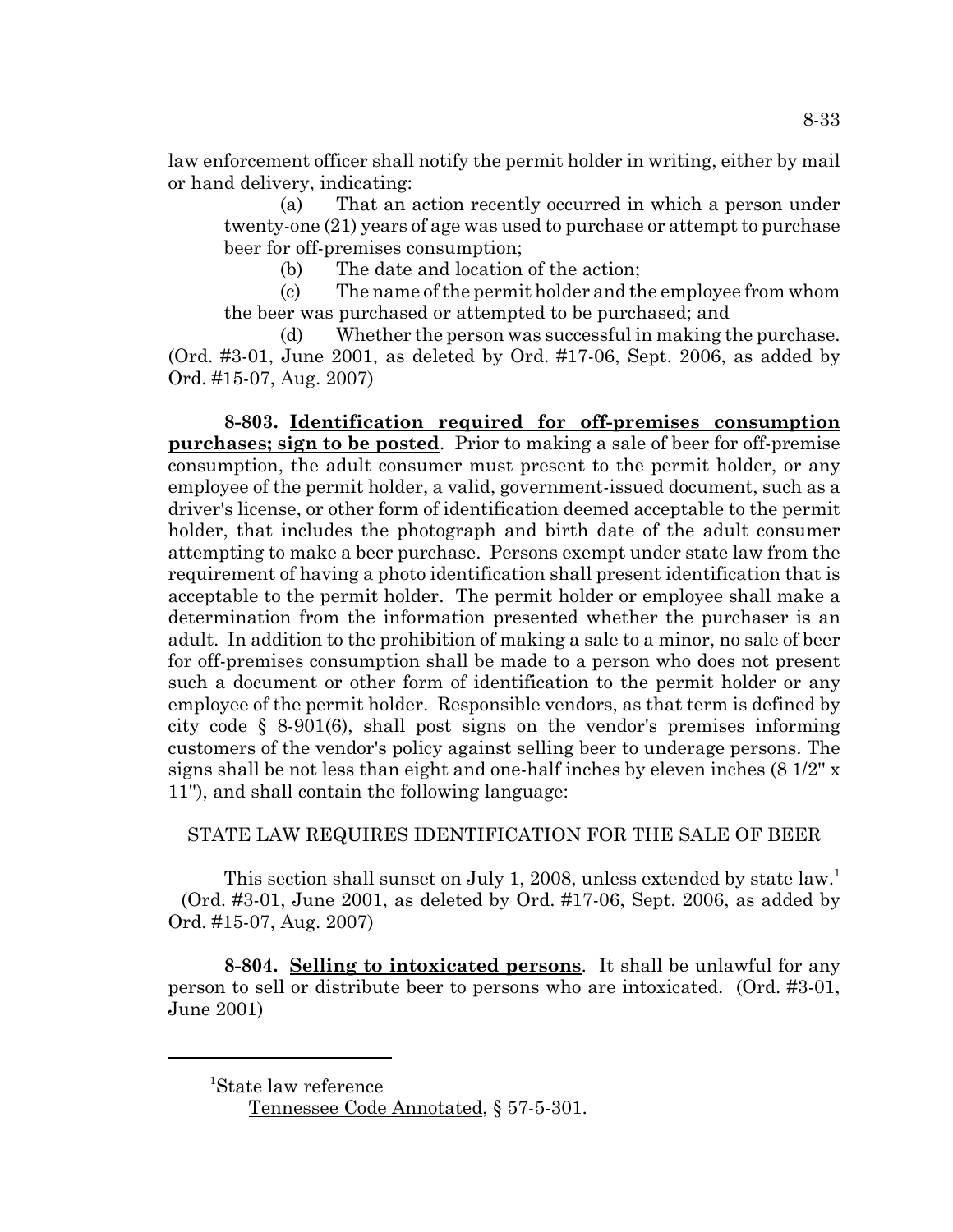law enforcement officer shall notify the permit holder in writing, either by mail or hand delivery, indicating:

(a) That an action recently occurred in which a person under twenty-one (21) years of age was used to purchase or attempt to purchase beer for off-premises consumption;

(b) The date and location of the action;

(c) The name of the permit holder and the employee from whom the beer was purchased or attempted to be purchased; and

(d) Whether the person was successful in making the purchase.

(Ord. #3-01, June 2001, as deleted by Ord. #17-06, Sept. 2006, as added by Ord. #15-07, Aug. 2007)

**8-803. Identification required for off-premises consumption purchases; sign to be posted**. Prior to making a sale of beer for off-premise consumption, the adult consumer must present to the permit holder, or any employee of the permit holder, a valid, government-issued document, such as a driver's license, or other form of identification deemed acceptable to the permit holder, that includes the photograph and birth date of the adult consumer attempting to make a beer purchase. Persons exempt under state law from the requirement of having a photo identification shall present identification that is acceptable to the permit holder. The permit holder or employee shall make a determination from the information presented whether the purchaser is an adult. In addition to the prohibition of making a sale to a minor, no sale of beer for off-premises consumption shall be made to a person who does not present such a document or other form of identification to the permit holder or any employee of the permit holder. Responsible vendors, as that term is defined by city code § 8-901(6), shall post signs on the vendor's premises informing customers of the vendor's policy against selling beer to underage persons. The signs shall be not less than eight and one-half inches by eleven inches (8 1/2" x 11"), and shall contain the following language:

STATE LAW REQUIRES IDENTIFICATION FOR THE SALE OF BEER

This section shall sunset on July 1, 2008, unless extended by state law.[1] (Ord. #3-01, June 2001, as deleted by Ord. #17-06, Sept. 2006, as added by Ord. #15-07, Aug. 2007)

**8-804. Selling to intoxicated persons**. It shall be unlawful for any person to sell or distribute beer to persons who are intoxicated. (Ord. #3-01, June 2001)

---

[1]State law reference

Tennessee Code Annotated, § 57-5-301.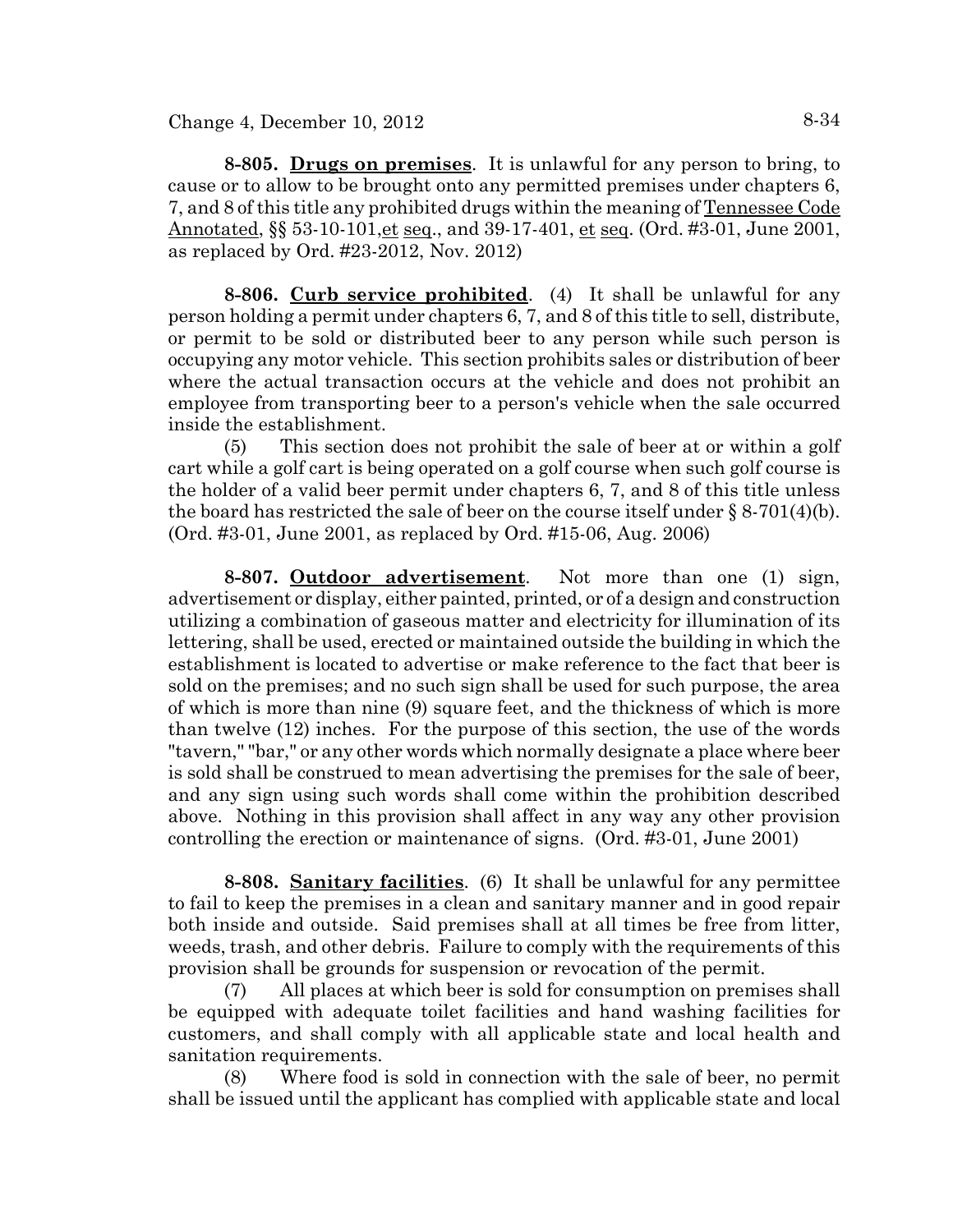**8-805. Drugs on premises**. It is unlawful for any person to bring, to cause or to allow to be brought onto any permitted premises under chapters 6, 7, and 8 of this title any prohibited drugs within the meaning of Tennessee Code Annotated, §§ 53-10-101,et seq., and 39-17-401, et seq. (Ord. #3-01, June 2001, as replaced by Ord. #23-2012, Nov. 2012)

**8-806. Curb service prohibited**. (4) It shall be unlawful for any person holding a permit under chapters 6, 7, and 8 of this title to sell, distribute, or permit to be sold or distributed beer to any person while such person is occupying any motor vehicle. This section prohibits sales or distribution of beer where the actual transaction occurs at the vehicle and does not prohibit an employee from transporting beer to a person's vehicle when the sale occurred inside the establishment.

(5) This section does not prohibit the sale of beer at or within a golf cart while a golf cart is being operated on a golf course when such golf course is the holder of a valid beer permit under chapters 6, 7, and 8 of this title unless the board has restricted the sale of beer on the course itself under § 8-701(4)(b). (Ord. #3-01, June 2001, as replaced by Ord. #15-06, Aug. 2006)

**8-807. Outdoor advertisement**. Not more than one (1) sign, advertisement or display, either painted, printed, or of a design and construction utilizing a combination of gaseous matter and electricity for illumination of its lettering, shall be used, erected or maintained outside the building in which the establishment is located to advertise or make reference to the fact that beer is sold on the premises; and no such sign shall be used for such purpose, the area of which is more than nine (9) square feet, and the thickness of which is more than twelve (12) inches. For the purpose of this section, the use of the words "tavern," "bar," or any other words which normally designate a place where beer is sold shall be construed to mean advertising the premises for the sale of beer, and any sign using such words shall come within the prohibition described above. Nothing in this provision shall affect in any way any other provision controlling the erection or maintenance of signs. (Ord. #3-01, June 2001)

**8-808. Sanitary facilities**. (6) It shall be unlawful for any permittee to fail to keep the premises in a clean and sanitary manner and in good repair both inside and outside. Said premises shall at all times be free from litter, weeds, trash, and other debris. Failure to comply with the requirements of this provision shall be grounds for suspension or revocation of the permit.

(7) All places at which beer is sold for consumption on premises shall be equipped with adequate toilet facilities and hand washing facilities for customers, and shall comply with all applicable state and local health and sanitation requirements.

(8) Where food is sold in connection with the sale of beer, no permit shall be issued until the applicant has complied with applicable state and local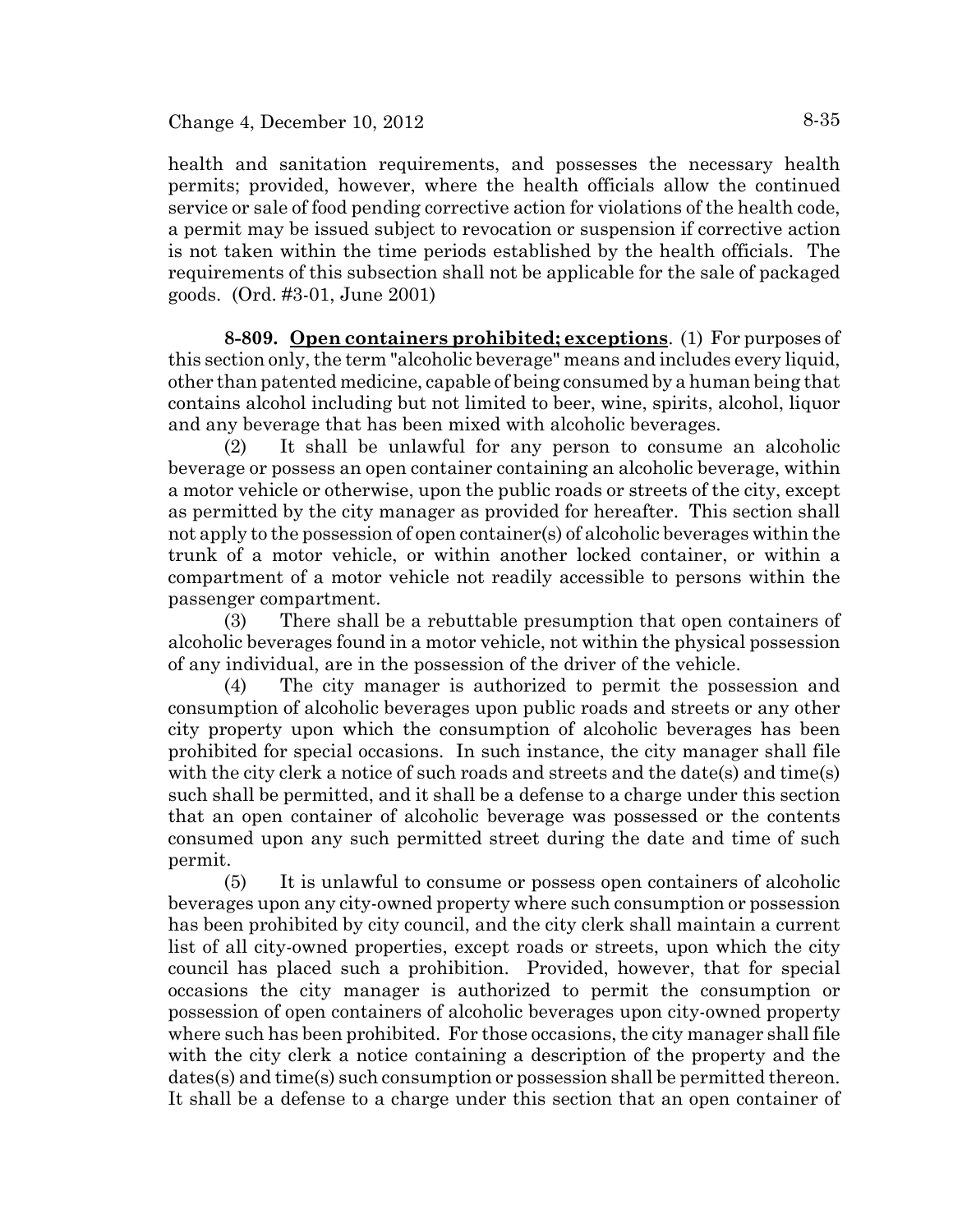health and sanitation requirements, and possesses the necessary health permits; provided, however, where the health officials allow the continued service or sale of food pending corrective action for violations of the health code, a permit may be issued subject to revocation or suspension if corrective action is not taken within the time periods established by the health officials. The requirements of this subsection shall not be applicable for the sale of packaged goods. (Ord. #3-01, June 2001)

**8-809. Open containers prohibited; exceptions**. (1) For purposes of this section only, the term "alcoholic beverage" means and includes every liquid, other than patented medicine, capable of being consumed by a human being that contains alcohol including but not limited to beer, wine, spirits, alcohol, liquor and any beverage that has been mixed with alcoholic beverages.

(2) It shall be unlawful for any person to consume an alcoholic beverage or possess an open container containing an alcoholic beverage, within a motor vehicle or otherwise, upon the public roads or streets of the city, except as permitted by the city manager as provided for hereafter. This section shall not apply to the possession of open container(s) of alcoholic beverages within the trunk of a motor vehicle, or within another locked container, or within a compartment of a motor vehicle not readily accessible to persons within the passenger compartment.

(3) There shall be a rebuttable presumption that open containers of alcoholic beverages found in a motor vehicle, not within the physical possession of any individual, are in the possession of the driver of the vehicle.

(4) The city manager is authorized to permit the possession and consumption of alcoholic beverages upon public roads and streets or any other city property upon which the consumption of alcoholic beverages has been prohibited for special occasions. In such instance, the city manager shall file with the city clerk a notice of such roads and streets and the date(s) and time(s) such shall be permitted, and it shall be a defense to a charge under this section that an open container of alcoholic beverage was possessed or the contents consumed upon any such permitted street during the date and time of such permit.

(5) It is unlawful to consume or possess open containers of alcoholic beverages upon any city-owned property where such consumption or possession has been prohibited by city council, and the city clerk shall maintain a current list of all city-owned properties, except roads or streets, upon which the city council has placed such a prohibition. Provided, however, that for special occasions the city manager is authorized to permit the consumption or possession of open containers of alcoholic beverages upon city-owned property where such has been prohibited. For those occasions, the city manager shall file with the city clerk a notice containing a description of the property and the dates(s) and time(s) such consumption or possession shall be permitted thereon. It shall be a defense to a charge under this section that an open container of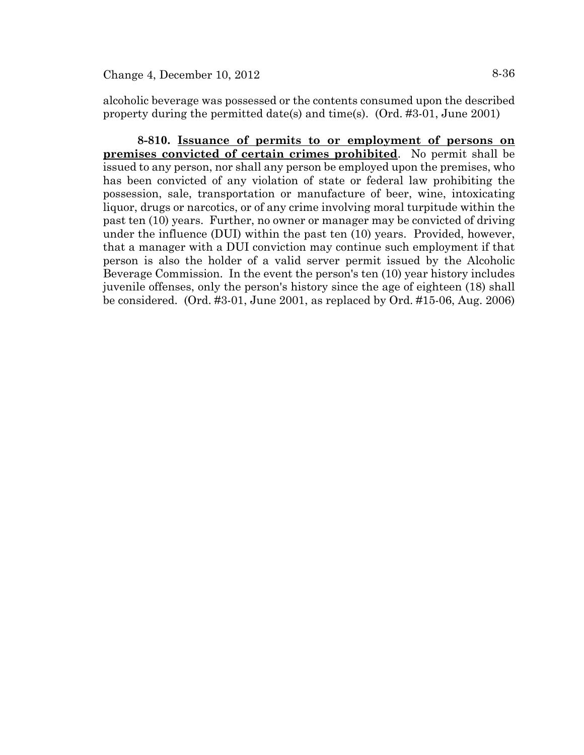alcoholic beverage was possessed or the contents consumed upon the described property during the permitted date(s) and time(s). (Ord. #3-01, June 2001)

**8-810. <u>Issuance of permits to or employment of persons on premises convicted of certain crimes prohibited</u>**. No permit shall be issued to any person, nor shall any person be employed upon the premises, who has been convicted of any violation of state or federal law prohibiting the possession, sale, transportation or manufacture of beer, wine, intoxicating liquor, drugs or narcotics, or of any crime involving moral turpitude within the past ten (10) years. Further, no owner or manager may be convicted of driving under the influence (DUI) within the past ten (10) years. Provided, however, that a manager with a DUI conviction may continue such employment if that person is also the holder of a valid server permit issued by the Alcoholic Beverage Commission. In the event the person's ten (10) year history includes juvenile offenses, only the person's history since the age of eighteen (18) shall be considered. (Ord. #3-01, June 2001, as replaced by Ord. #15-06, Aug. 2006)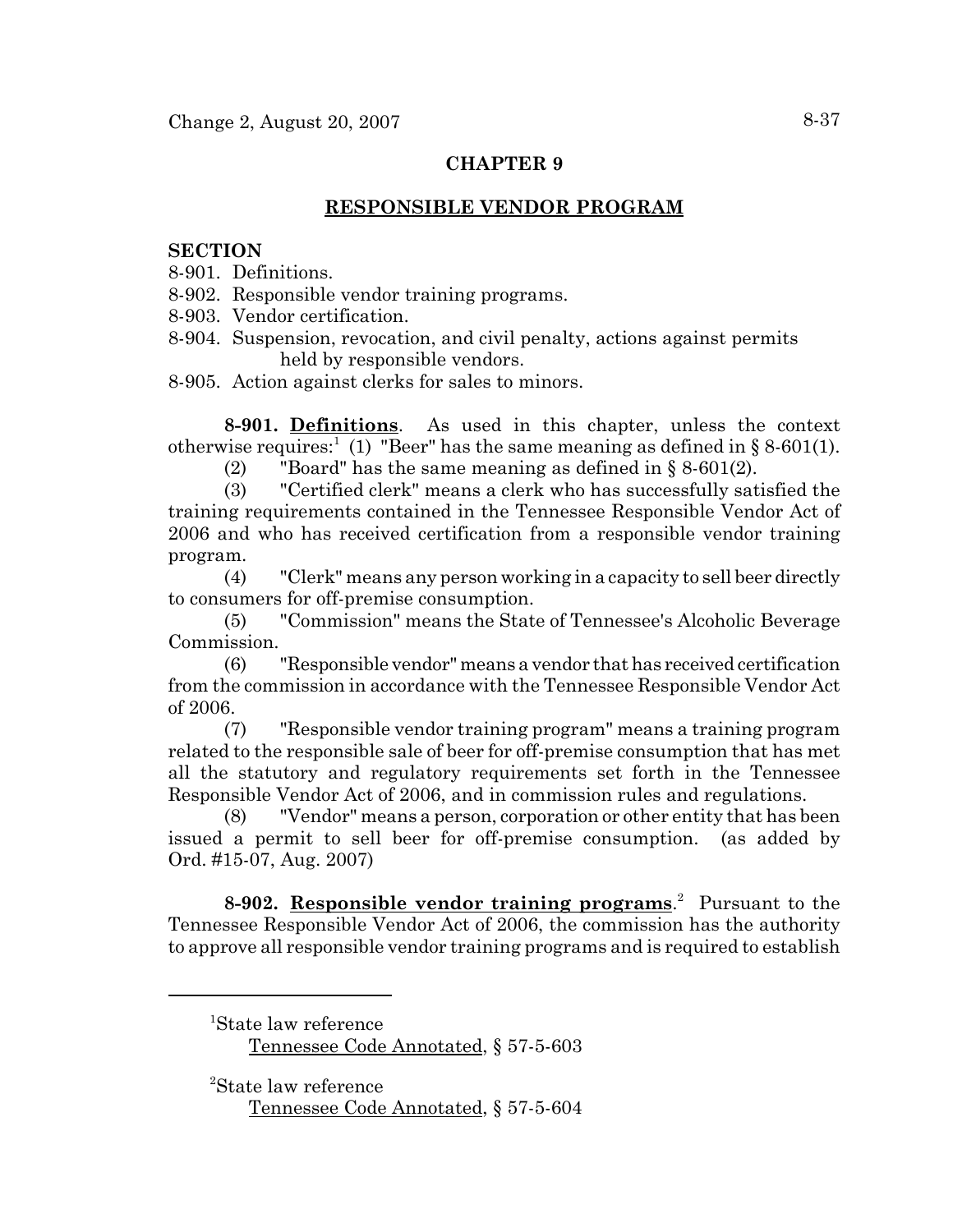## CHAPTER 9

## RESPONSIBLE VENDOR PROGRAM

**SECTION**

8-901. Definitions.
8-902. Responsible vendor training programs.
8-903. Vendor certification.
8-904. Suspension, revocation, and civil penalty, actions against permits held by responsible vendors.
8-905. Action against clerks for sales to minors.

**8-901. Definitions**. As used in this chapter, unless the context otherwise requires:[1] (1) "Beer" has the same meaning as defined in § 8-601(1).

(2) "Board" has the same meaning as defined in § 8-601(2).

(3) "Certified clerk" means a clerk who has successfully satisfied the training requirements contained in the Tennessee Responsible Vendor Act of 2006 and who has received certification from a responsible vendor training program.

(4) "Clerk" means any person working in a capacity to sell beer directly to consumers for off-premise consumption.

(5) "Commission" means the State of Tennessee's Alcoholic Beverage Commission.

(6) "Responsible vendor" means a vendor that has received certification from the commission in accordance with the Tennessee Responsible Vendor Act of 2006.

(7) "Responsible vendor training program" means a training program related to the responsible sale of beer for off-premise consumption that has met all the statutory and regulatory requirements set forth in the Tennessee Responsible Vendor Act of 2006, and in commission rules and regulations.

(8) "Vendor" means a person, corporation or other entity that has been issued a permit to sell beer for off-premise consumption. (as added by Ord. #15-07, Aug. 2007)

**8-902. Responsible vendor training programs**.[2] Pursuant to the Tennessee Responsible Vendor Act of 2006, the commission has the authority to approve all responsible vendor training programs and is required to establish

---

[1]State law reference
Tennessee Code Annotated, § 57-5-603

[2]State law reference
Tennessee Code Annotated, § 57-5-604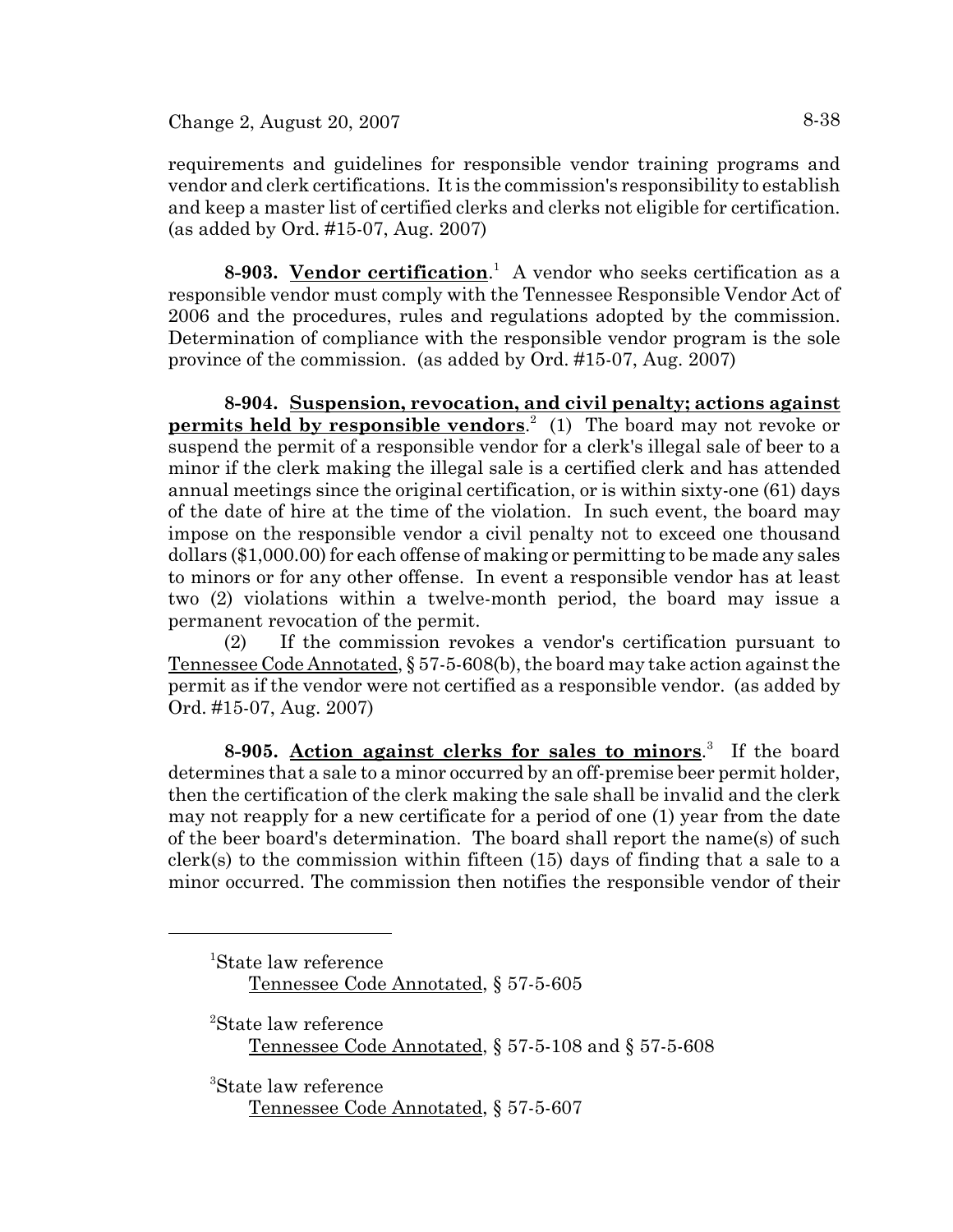requirements and guidelines for responsible vendor training programs and vendor and clerk certifications. It is the commission's responsibility to establish and keep a master list of certified clerks and clerks not eligible for certification. (as added by Ord. #15-07, Aug. 2007)

**8-903. Vendor certification**.[1] A vendor who seeks certification as a responsible vendor must comply with the Tennessee Responsible Vendor Act of 2006 and the procedures, rules and regulations adopted by the commission. Determination of compliance with the responsible vendor program is the sole province of the commission. (as added by Ord. #15-07, Aug. 2007)

**8-904. Suspension, revocation, and civil penalty; actions against permits held by responsible vendors**.[2] (1) The board may not revoke or suspend the permit of a responsible vendor for a clerk's illegal sale of beer to a minor if the clerk making the illegal sale is a certified clerk and has attended annual meetings since the original certification, or is within sixty-one (61) days of the date of hire at the time of the violation. In such event, the board may impose on the responsible vendor a civil penalty not to exceed one thousand dollars ($1,000.00) for each offense of making or permitting to be made any sales to minors or for any other offense. In event a responsible vendor has at least two (2) violations within a twelve-month period, the board may issue a permanent revocation of the permit.

(2) If the commission revokes a vendor's certification pursuant to Tennessee Code Annotated, § 57-5-608(b), the board may take action against the permit as if the vendor were not certified as a responsible vendor. (as added by Ord. #15-07, Aug. 2007)

**8-905. Action against clerks for sales to minors**.[3] If the board determines that a sale to a minor occurred by an off-premise beer permit holder, then the certification of the clerk making the sale shall be invalid and the clerk may not reapply for a new certificate for a period of one (1) year from the date of the beer board's determination. The board shall report the name(s) of such clerk(s) to the commission within fifteen (15) days of finding that a sale to a minor occurred. The commission then notifies the responsible vendor of their

---

[1] State law reference
Tennessee Code Annotated, § 57-5-605

[2] State law reference
Tennessee Code Annotated, § 57-5-108 and § 57-5-608

[3] State law reference
Tennessee Code Annotated, § 57-5-607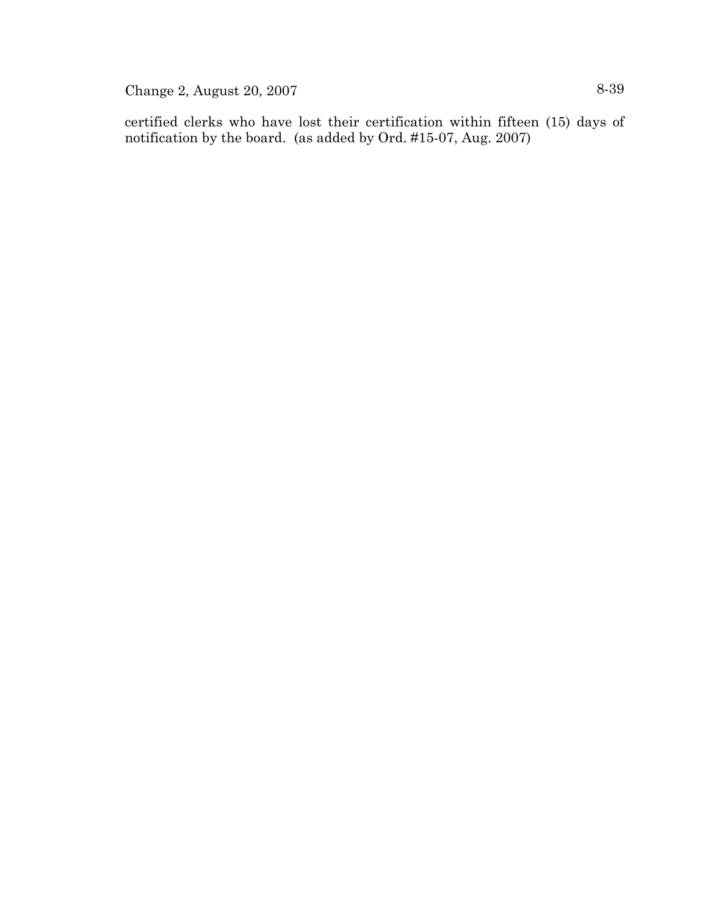certified clerks who have lost their certification within fifteen (15) days of notification by the board. (as added by Ord. #15-07, Aug. 2007)